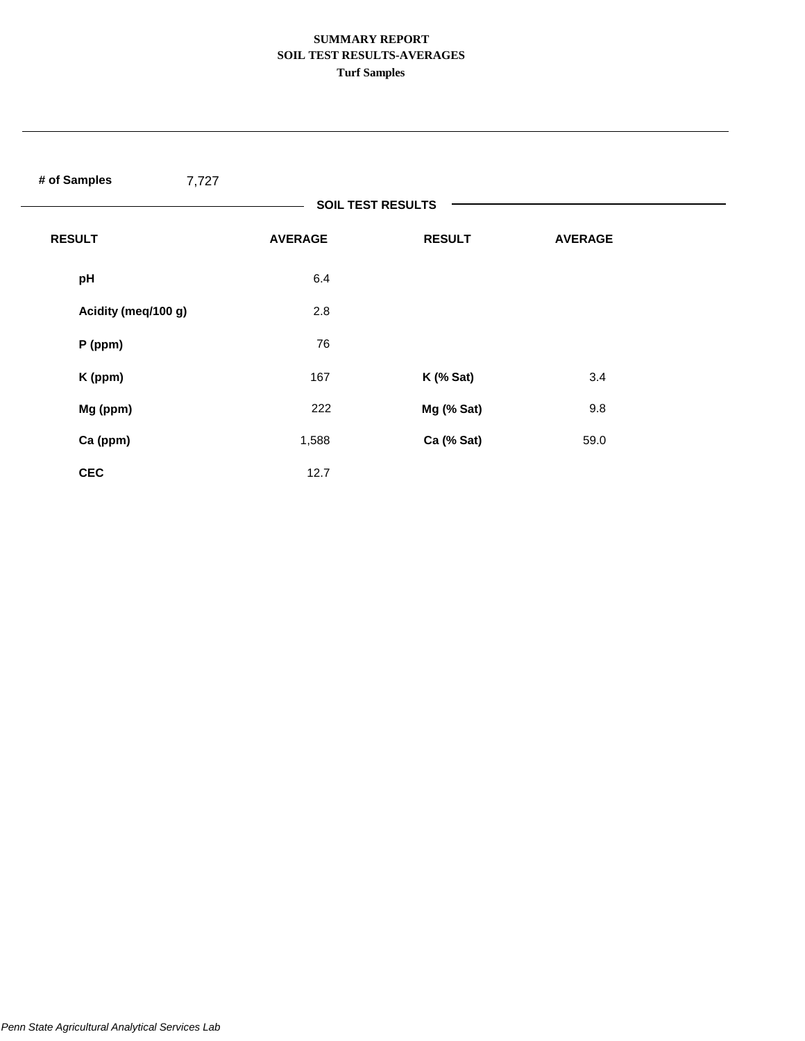# SUMMARY REPORT
## SOIL TEST RESULTS-AVERAGES
### Turf Samples

**# of Samples** 7,727

**SOIL TEST RESULTS**

| RESULT | AVERAGE | RESULT | AVERAGE |
|---|---|---|---|
| **pH** | 6.4 | | |
| **Acidity (meq/100 g)** | 2.8 | | |
| **P (ppm)** | 76 | | |
| **K (ppm)** | 167 | **K (% Sat)** | 3.4 |
| **Mg (ppm)** | 222 | **Mg (% Sat)** | 9.8 |
| **Ca (ppm)** | 1,588 | **Ca (% Sat)** | 59.0 |
| **CEC** | 12.7 | | |

*Penn State Agricultural Analytical Services Lab*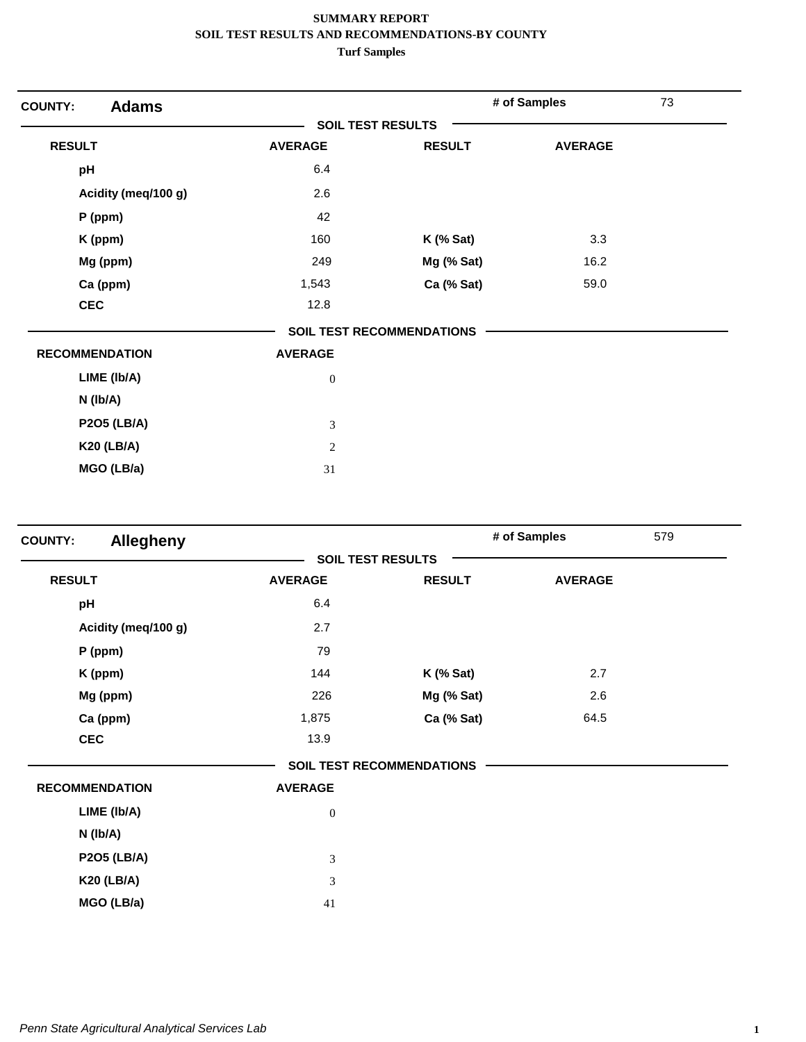**SUMMARY REPORT**
**SOIL TEST RESULTS AND RECOMMENDATIONS-BY COUNTY**
**Turf Samples**

**COUNTY: Adams** | **# of Samples** 73

**SOIL TEST RESULTS**

| RESULT | AVERAGE | RESULT | AVERAGE |
|---|---|---|---|
| pH | 6.4 | | |
| Acidity (meq/100 g) | 2.6 | | |
| P (ppm) | 42 | | |
| K (ppm) | 160 | K (% Sat) | 3.3 |
| Mg (ppm) | 249 | Mg (% Sat) | 16.2 |
| Ca (ppm) | 1,543 | Ca (% Sat) | 59.0 |
| CEC | 12.8 | | |

**SOIL TEST RECOMMENDATIONS**

| RECOMMENDATION | AVERAGE |
|---|---|
| LIME (lb/A) | 0 |
| N (lb/A) | |
| P2O5 (LB/A) | 3 |
| K20 (LB/A) | 2 |
| MGO (LB/a) | 31 |

**COUNTY: Allegheny** | **# of Samples** 579

**SOIL TEST RESULTS**

| RESULT | AVERAGE | RESULT | AVERAGE |
|---|---|---|---|
| pH | 6.4 | | |
| Acidity (meq/100 g) | 2.7 | | |
| P (ppm) | 79 | | |
| K (ppm) | 144 | K (% Sat) | 2.7 |
| Mg (ppm) | 226 | Mg (% Sat) | 2.6 |
| Ca (ppm) | 1,875 | Ca (% Sat) | 64.5 |
| CEC | 13.9 | | |

**SOIL TEST RECOMMENDATIONS**

| RECOMMENDATION | AVERAGE |
|---|---|
| LIME (lb/A) | 0 |
| N (lb/A) | |
| P2O5 (LB/A) | 3 |
| K20 (LB/A) | 3 |
| MGO (LB/a) | 41 |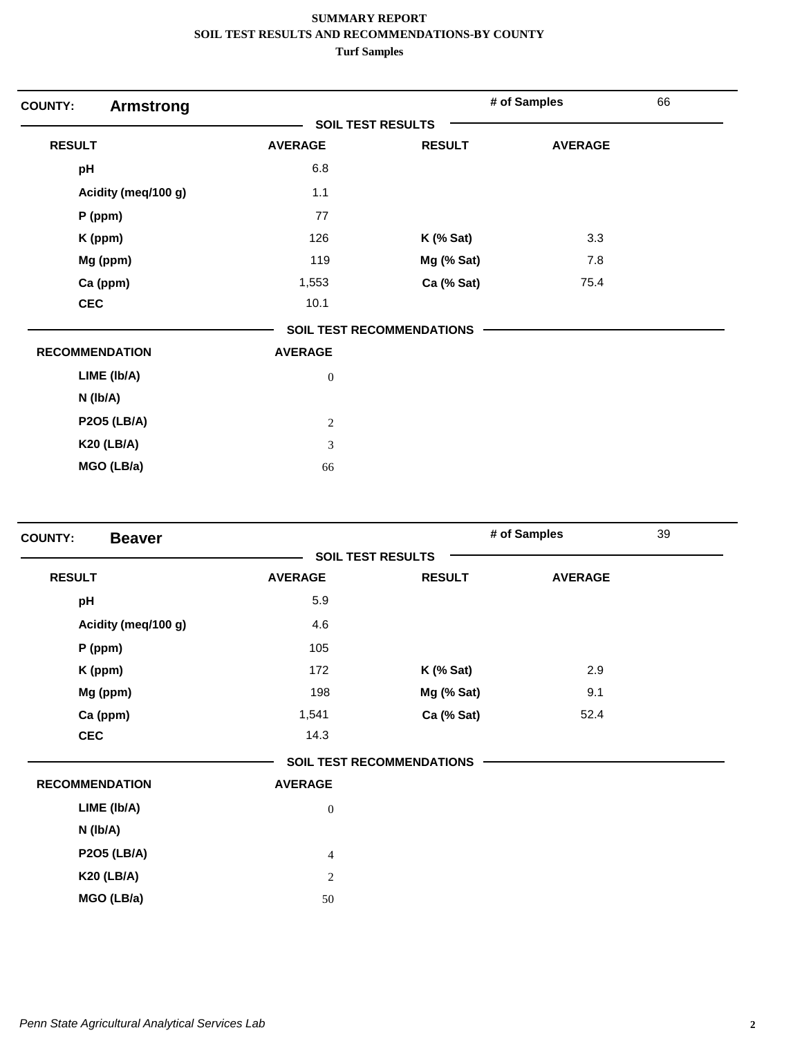# SUMMARY REPORT
## SOIL TEST RESULTS AND RECOMMENDATIONS-BY COUNTY
### Turf Samples

**COUNTY: Armstrong** — # of Samples: 66

**SOIL TEST RESULTS**

| RESULT | AVERAGE | RESULT | AVERAGE |
|---|---|---|---|
| pH | 6.8 | | |
| Acidity (meq/100 g) | 1.1 | | |
| P (ppm) | 77 | | |
| K (ppm) | 126 | K (% Sat) | 3.3 |
| Mg (ppm) | 119 | Mg (% Sat) | 7.8 |
| Ca (ppm) | 1,553 | Ca (% Sat) | 75.4 |
| CEC | 10.1 | | |

**SOIL TEST RECOMMENDATIONS**

| RECOMMENDATION | AVERAGE |
|---|---|
| LIME (lb/A) | 0 |
| N (lb/A) | |
| P2O5 (LB/A) | 2 |
| K20 (LB/A) | 3 |
| MGO (LB/a) | 66 |

**COUNTY: Beaver** — # of Samples: 39

**SOIL TEST RESULTS**

| RESULT | AVERAGE | RESULT | AVERAGE |
|---|---|---|---|
| pH | 5.9 | | |
| Acidity (meq/100 g) | 4.6 | | |
| P (ppm) | 105 | | |
| K (ppm) | 172 | K (% Sat) | 2.9 |
| Mg (ppm) | 198 | Mg (% Sat) | 9.1 |
| Ca (ppm) | 1,541 | Ca (% Sat) | 52.4 |
| CEC | 14.3 | | |

**SOIL TEST RECOMMENDATIONS**

| RECOMMENDATION | AVERAGE |
|---|---|
| LIME (lb/A) | 0 |
| N (lb/A) | |
| P2O5 (LB/A) | 4 |
| K20 (LB/A) | 2 |
| MGO (LB/a) | 50 |

*Penn State Agricultural Analytical Services Lab*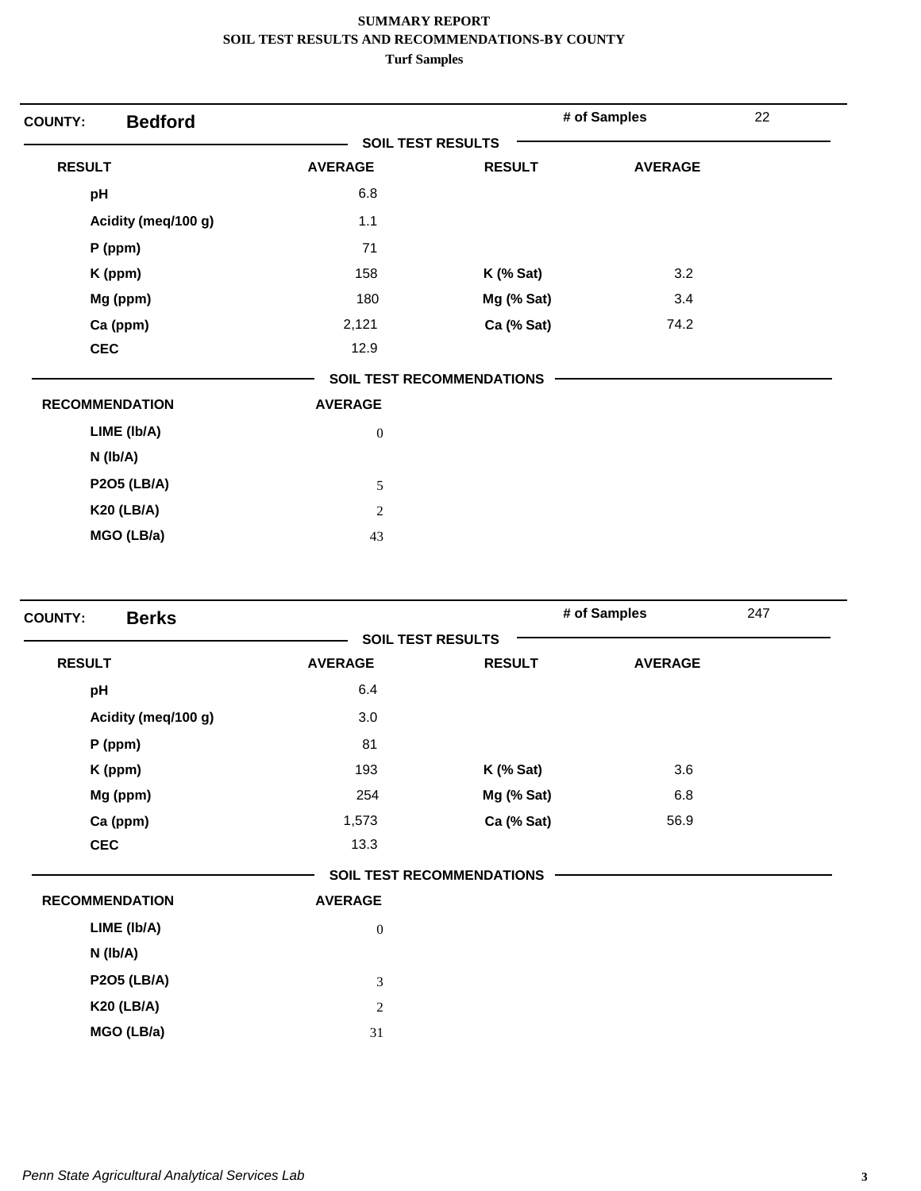**SUMMARY REPORT**
**SOIL TEST RESULTS AND RECOMMENDATIONS-BY COUNTY**
**Turf Samples**

**COUNTY: Bedford** — **# of Samples** 22

**SOIL TEST RESULTS**

| RESULT | AVERAGE | RESULT | AVERAGE |
|---|---|---|---|
| pH | 6.8 | | |
| Acidity (meq/100 g) | 1.1 | | |
| P (ppm) | 71 | | |
| K (ppm) | 158 | K (% Sat) | 3.2 |
| Mg (ppm) | 180 | Mg (% Sat) | 3.4 |
| Ca (ppm) | 2,121 | Ca (% Sat) | 74.2 |
| CEC | 12.9 | | |

**SOIL TEST RECOMMENDATIONS**

| RECOMMENDATION | AVERAGE |
|---|---|
| LIME (lb/A) | 0 |
| N (lb/A) | |
| P2O5 (LB/A) | 5 |
| K20 (LB/A) | 2 |
| MGO (LB/a) | 43 |

**COUNTY: Berks** — **# of Samples** 247

**SOIL TEST RESULTS**

| RESULT | AVERAGE | RESULT | AVERAGE |
|---|---|---|---|
| pH | 6.4 | | |
| Acidity (meq/100 g) | 3.0 | | |
| P (ppm) | 81 | | |
| K (ppm) | 193 | K (% Sat) | 3.6 |
| Mg (ppm) | 254 | Mg (% Sat) | 6.8 |
| Ca (ppm) | 1,573 | Ca (% Sat) | 56.9 |
| CEC | 13.3 | | |

**SOIL TEST RECOMMENDATIONS**

| RECOMMENDATION | AVERAGE |
|---|---|
| LIME (lb/A) | 0 |
| N (lb/A) | |
| P2O5 (LB/A) | 3 |
| K20 (LB/A) | 2 |
| MGO (LB/a) | 31 |

*Penn State Agricultural Analytical Services Lab*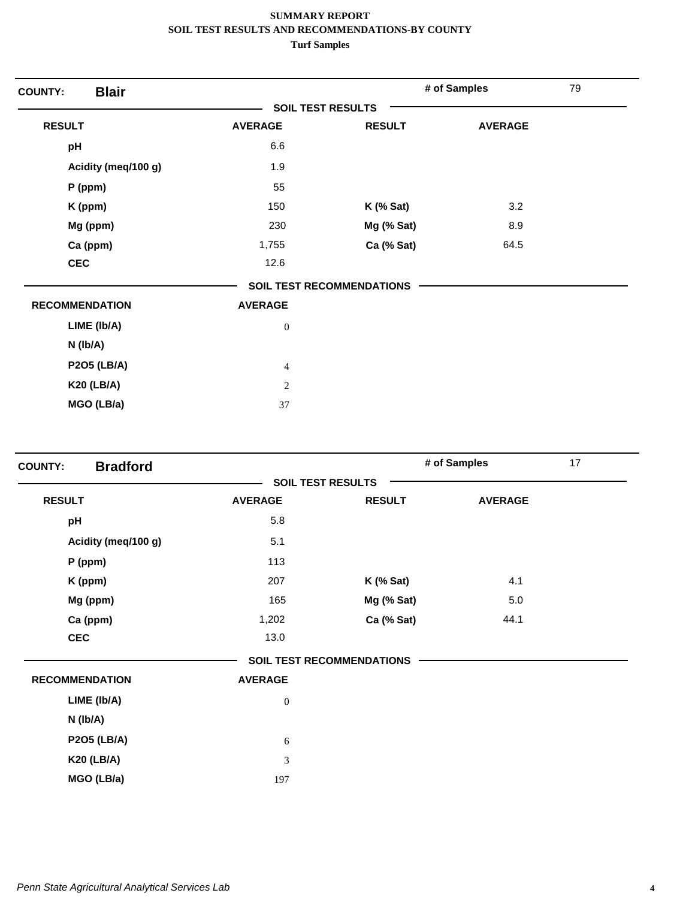**SUMMARY REPORT**
**SOIL TEST RESULTS AND RECOMMENDATIONS-BY COUNTY**
**Turf Samples**

**COUNTY:** **Blair** — **# of Samples** 79

**SOIL TEST RESULTS**

| RESULT | AVERAGE | RESULT | AVERAGE |
|---|---|---|---|
| pH | 6.6 | | |
| Acidity (meq/100 g) | 1.9 | | |
| P (ppm) | 55 | | |
| K (ppm) | 150 | K (% Sat) | 3.2 |
| Mg (ppm) | 230 | Mg (% Sat) | 8.9 |
| Ca (ppm) | 1,755 | Ca (% Sat) | 64.5 |
| CEC | 12.6 | | |

**SOIL TEST RECOMMENDATIONS**

| RECOMMENDATION | AVERAGE |
|---|---|
| LIME (lb/A) | 0 |
| N (lb/A) | |
| P2O5 (LB/A) | 4 |
| K20 (LB/A) | 2 |
| MGO (LB/a) | 37 |

**COUNTY:** **Bradford** — **# of Samples** 17

**SOIL TEST RESULTS**

| RESULT | AVERAGE | RESULT | AVERAGE |
|---|---|---|---|
| pH | 5.8 | | |
| Acidity (meq/100 g) | 5.1 | | |
| P (ppm) | 113 | | |
| K (ppm) | 207 | K (% Sat) | 4.1 |
| Mg (ppm) | 165 | Mg (% Sat) | 5.0 |
| Ca (ppm) | 1,202 | Ca (% Sat) | 44.1 |
| CEC | 13.0 | | |

**SOIL TEST RECOMMENDATIONS**

| RECOMMENDATION | AVERAGE |
|---|---|
| LIME (lb/A) | 0 |
| N (lb/A) | |
| P2O5 (LB/A) | 6 |
| K20 (LB/A) | 3 |
| MGO (LB/a) | 197 |

*Penn State Agricultural Analytical Services Lab*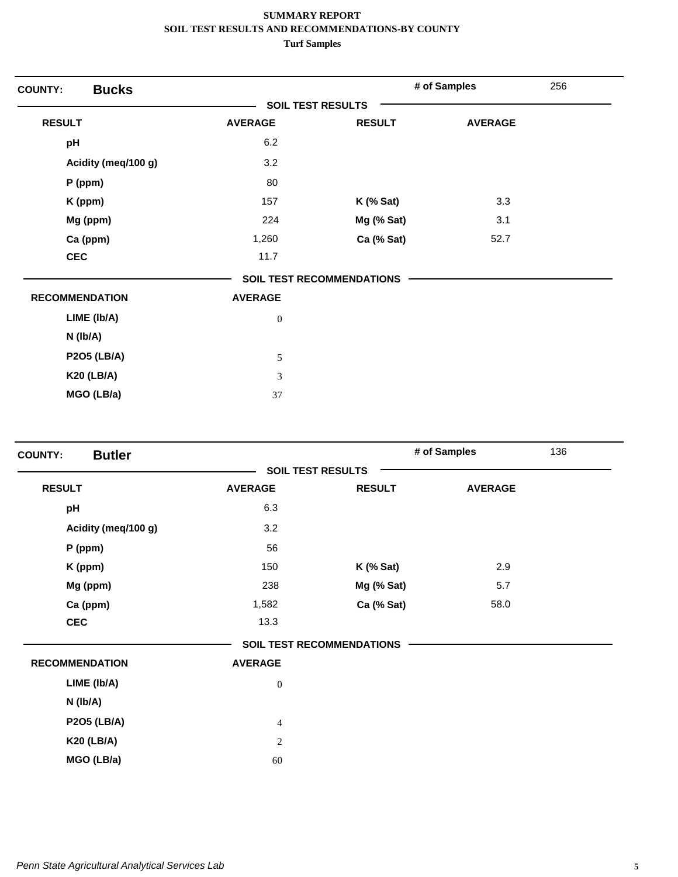**SUMMARY REPORT**
**SOIL TEST RESULTS AND RECOMMENDATIONS-BY COUNTY**
**Turf Samples**

**COUNTY: Bucks** — # of Samples: 256

**SOIL TEST RESULTS**

| RESULT | AVERAGE | RESULT | AVERAGE |
|---|---|---|---|
| pH | 6.2 | | |
| Acidity (meq/100 g) | 3.2 | | |
| P (ppm) | 80 | | |
| K (ppm) | 157 | K (% Sat) | 3.3 |
| Mg (ppm) | 224 | Mg (% Sat) | 3.1 |
| Ca (ppm) | 1,260 | Ca (% Sat) | 52.7 |
| CEC | 11.7 | | |

**SOIL TEST RECOMMENDATIONS**

| RECOMMENDATION | AVERAGE |
|---|---|
| LIME (lb/A) | 0 |
| N (lb/A) | |
| P2O5 (LB/A) | 5 |
| K20 (LB/A) | 3 |
| MGO (LB/a) | 37 |

**COUNTY: Butler** — # of Samples: 136

**SOIL TEST RESULTS**

| RESULT | AVERAGE | RESULT | AVERAGE |
|---|---|---|---|
| pH | 6.3 | | |
| Acidity (meq/100 g) | 3.2 | | |
| P (ppm) | 56 | | |
| K (ppm) | 150 | K (% Sat) | 2.9 |
| Mg (ppm) | 238 | Mg (% Sat) | 5.7 |
| Ca (ppm) | 1,582 | Ca (% Sat) | 58.0 |
| CEC | 13.3 | | |

**SOIL TEST RECOMMENDATIONS**

| RECOMMENDATION | AVERAGE |
|---|---|
| LIME (lb/A) | 0 |
| N (lb/A) | |
| P2O5 (LB/A) | 4 |
| K20 (LB/A) | 2 |
| MGO (LB/a) | 60 |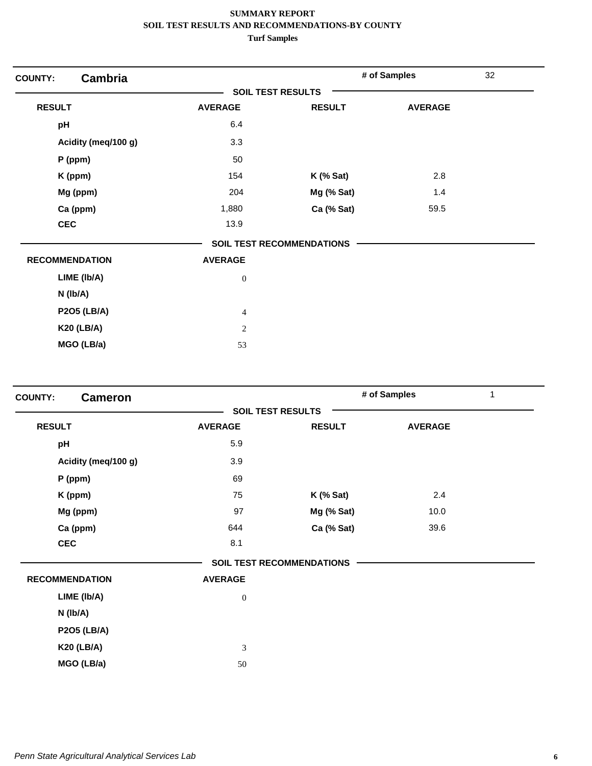**SUMMARY REPORT**
**SOIL TEST RESULTS AND RECOMMENDATIONS-BY COUNTY**
**Turf Samples**

**COUNTY: Cambria** — **# of Samples** 32

**SOIL TEST RESULTS**

| RESULT | AVERAGE | RESULT | AVERAGE |
|---|---|---|---|
| pH | 6.4 | | |
| Acidity (meq/100 g) | 3.3 | | |
| P (ppm) | 50 | | |
| K (ppm) | 154 | K (% Sat) | 2.8 |
| Mg (ppm) | 204 | Mg (% Sat) | 1.4 |
| Ca (ppm) | 1,880 | Ca (% Sat) | 59.5 |
| CEC | 13.9 | | |

**SOIL TEST RECOMMENDATIONS**

| RECOMMENDATION | AVERAGE |
|---|---|
| LIME (lb/A) | 0 |
| N (lb/A) | |
| P2O5 (LB/A) | 4 |
| K20 (LB/A) | 2 |
| MGO (LB/a) | 53 |

**COUNTY: Cameron** — **# of Samples** 1

**SOIL TEST RESULTS**

| RESULT | AVERAGE | RESULT | AVERAGE |
|---|---|---|---|
| pH | 5.9 | | |
| Acidity (meq/100 g) | 3.9 | | |
| P (ppm) | 69 | | |
| K (ppm) | 75 | K (% Sat) | 2.4 |
| Mg (ppm) | 97 | Mg (% Sat) | 10.0 |
| Ca (ppm) | 644 | Ca (% Sat) | 39.6 |
| CEC | 8.1 | | |

**SOIL TEST RECOMMENDATIONS**

| RECOMMENDATION | AVERAGE |
|---|---|
| LIME (lb/A) | 0 |
| N (lb/A) | |
| P2O5 (LB/A) | |
| K20 (LB/A) | 3 |
| MGO (LB/a) | 50 |

*Penn State Agricultural Analytical Services Lab*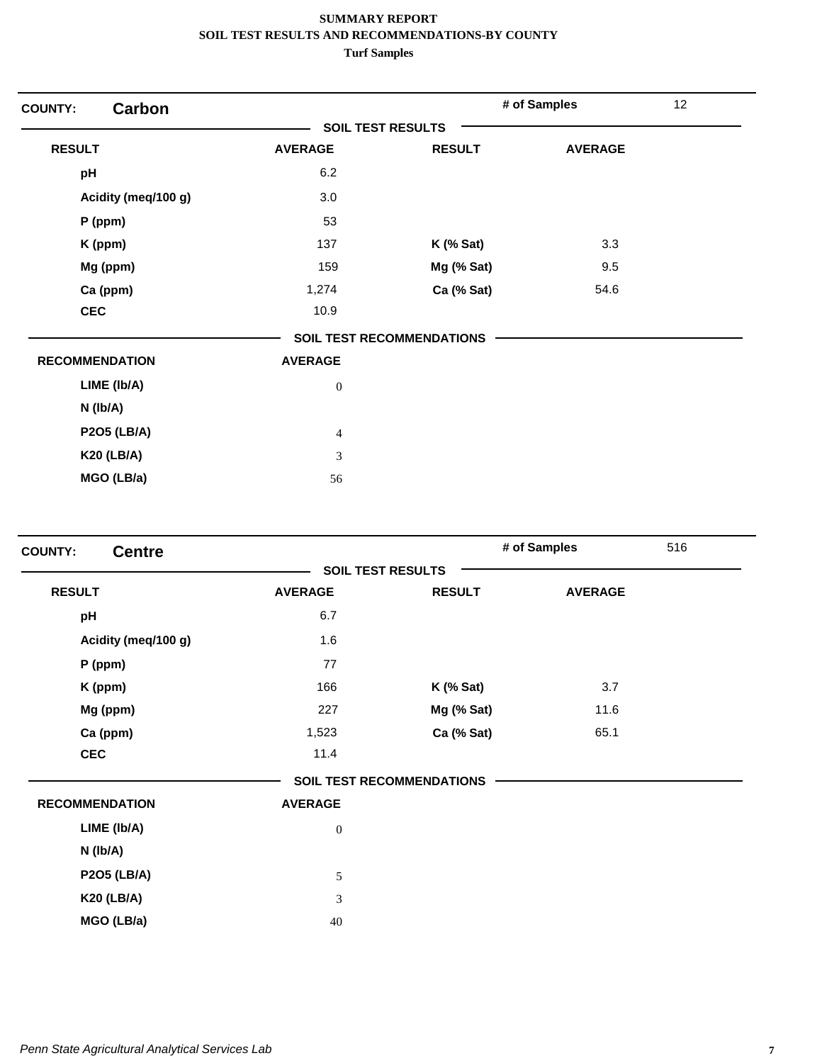**SUMMARY REPORT**
**SOIL TEST RESULTS AND RECOMMENDATIONS-BY COUNTY**
**Turf Samples**

## COUNTY: Carbon

**# of Samples:** 12

**SOIL TEST RESULTS**

| RESULT | AVERAGE | RESULT | AVERAGE |
|---|---|---|---|
| pH | 6.2 | | |
| Acidity (meq/100 g) | 3.0 | | |
| P (ppm) | 53 | | |
| K (ppm) | 137 | K (% Sat) | 3.3 |
| Mg (ppm) | 159 | Mg (% Sat) | 9.5 |
| Ca (ppm) | 1,274 | Ca (% Sat) | 54.6 |
| CEC | 10.9 | | |

**SOIL TEST RECOMMENDATIONS**

| RECOMMENDATION | AVERAGE |
|---|---|
| LIME (lb/A) | 0 |
| N (lb/A) | |
| P2O5 (LB/A) | 4 |
| K20 (LB/A) | 3 |
| MGO (LB/a) | 56 |

## COUNTY: Centre

**# of Samples:** 516

**SOIL TEST RESULTS**

| RESULT | AVERAGE | RESULT | AVERAGE |
|---|---|---|---|
| pH | 6.7 | | |
| Acidity (meq/100 g) | 1.6 | | |
| P (ppm) | 77 | | |
| K (ppm) | 166 | K (% Sat) | 3.7 |
| Mg (ppm) | 227 | Mg (% Sat) | 11.6 |
| Ca (ppm) | 1,523 | Ca (% Sat) | 65.1 |
| CEC | 11.4 | | |

**SOIL TEST RECOMMENDATIONS**

| RECOMMENDATION | AVERAGE |
|---|---|
| LIME (lb/A) | 0 |
| N (lb/A) | |
| P2O5 (LB/A) | 5 |
| K20 (LB/A) | 3 |
| MGO (LB/a) | 40 |

*Penn State Agricultural Analytical Services Lab*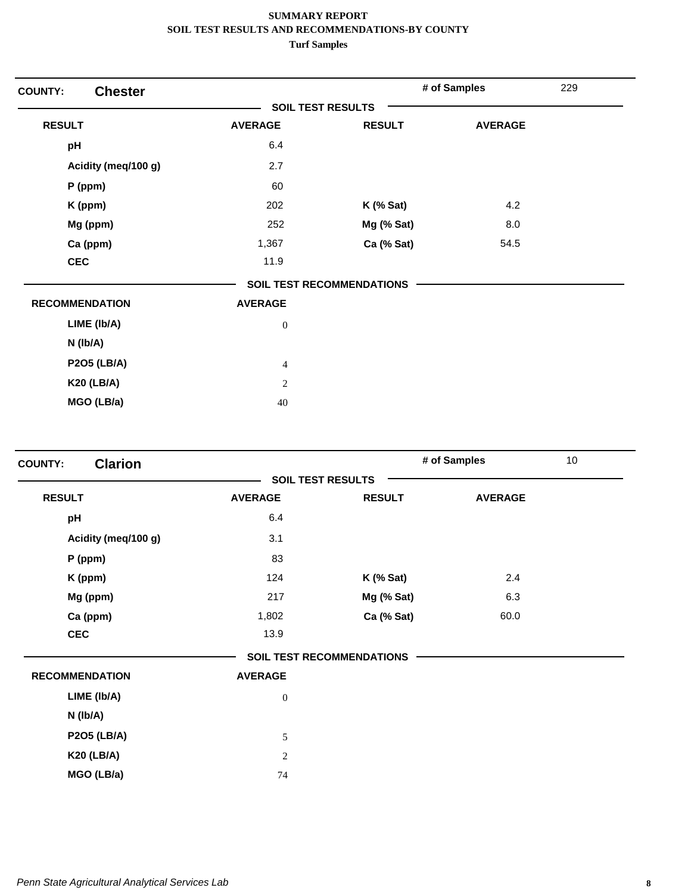**SUMMARY REPORT**
**SOIL TEST RESULTS AND RECOMMENDATIONS-BY COUNTY**
**Turf Samples**

## COUNTY: Chester

**# of Samples** 229

**SOIL TEST RESULTS**

| RESULT | AVERAGE | RESULT | AVERAGE |
|---|---|---|---|
| pH | 6.4 | | |
| Acidity (meq/100 g) | 2.7 | | |
| P (ppm) | 60 | | |
| K (ppm) | 202 | K (% Sat) | 4.2 |
| Mg (ppm) | 252 | Mg (% Sat) | 8.0 |
| Ca (ppm) | 1,367 | Ca (% Sat) | 54.5 |
| CEC | 11.9 | | |

**SOIL TEST RECOMMENDATIONS**

| RECOMMENDATION | AVERAGE |
|---|---|
| LIME (lb/A) | 0 |
| N (lb/A) | |
| P2O5 (LB/A) | 4 |
| K20 (LB/A) | 2 |
| MGO (LB/a) | 40 |

## COUNTY: Clarion

**# of Samples** 10

**SOIL TEST RESULTS**

| RESULT | AVERAGE | RESULT | AVERAGE |
|---|---|---|---|
| pH | 6.4 | | |
| Acidity (meq/100 g) | 3.1 | | |
| P (ppm) | 83 | | |
| K (ppm) | 124 | K (% Sat) | 2.4 |
| Mg (ppm) | 217 | Mg (% Sat) | 6.3 |
| Ca (ppm) | 1,802 | Ca (% Sat) | 60.0 |
| CEC | 13.9 | | |

**SOIL TEST RECOMMENDATIONS**

| RECOMMENDATION | AVERAGE |
|---|---|
| LIME (lb/A) | 0 |
| N (lb/A) | |
| P2O5 (LB/A) | 5 |
| K20 (LB/A) | 2 |
| MGO (LB/a) | 74 |

*Penn State Agricultural Analytical Services Lab*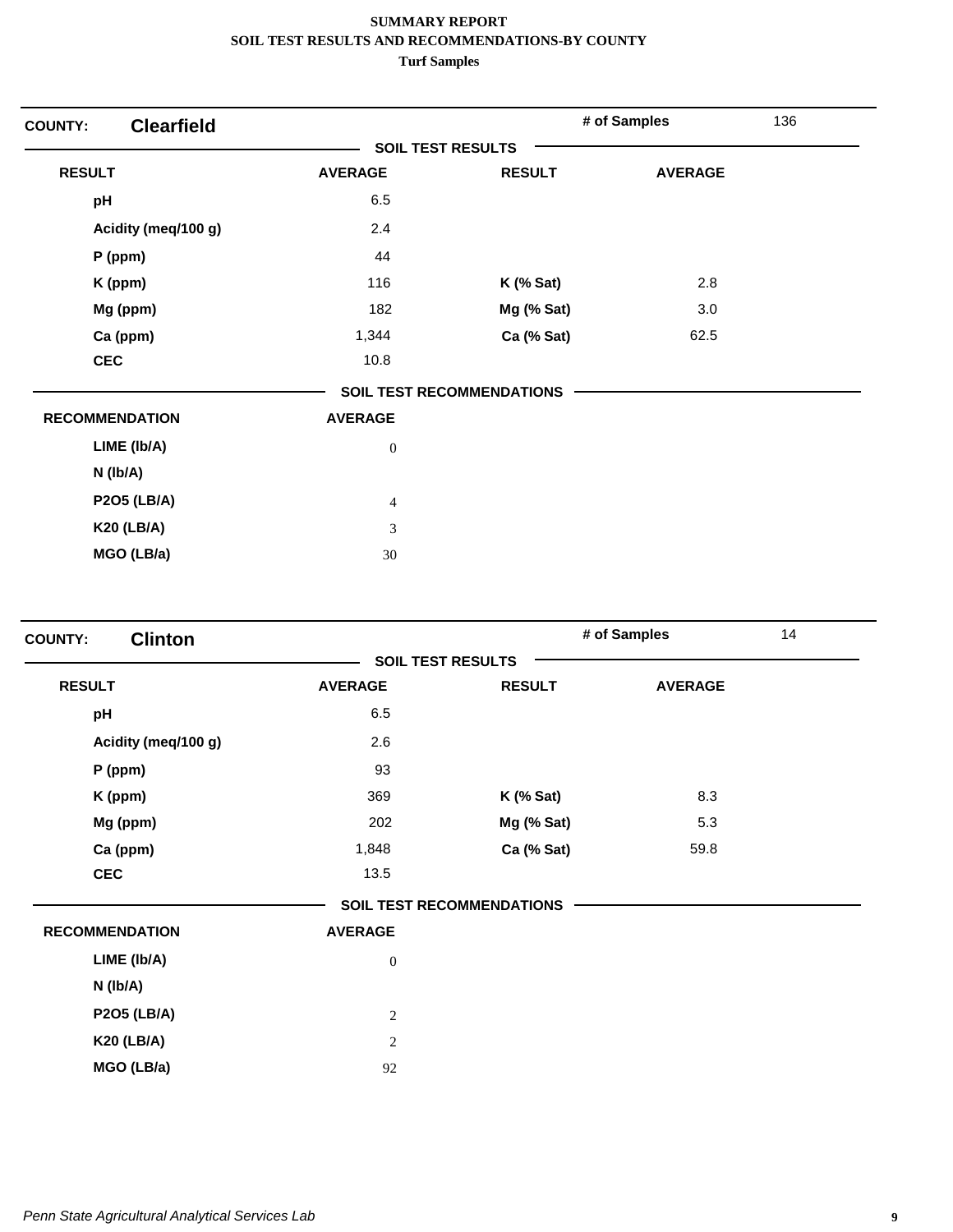**SUMMARY REPORT**
**SOIL TEST RESULTS AND RECOMMENDATIONS-BY COUNTY**
**Turf Samples**

**COUNTY: Clearfield** — # of Samples: 136

**SOIL TEST RESULTS**

| RESULT | AVERAGE | RESULT | AVERAGE |
|---|---|---|---|
| pH | 6.5 | | |
| Acidity (meq/100 g) | 2.4 | | |
| P (ppm) | 44 | | |
| K (ppm) | 116 | K (% Sat) | 2.8 |
| Mg (ppm) | 182 | Mg (% Sat) | 3.0 |
| Ca (ppm) | 1,344 | Ca (% Sat) | 62.5 |
| CEC | 10.8 | | |

**SOIL TEST RECOMMENDATIONS**

| RECOMMENDATION | AVERAGE |
|---|---|
| LIME (lb/A) | 0 |
| N (lb/A) | |
| P2O5 (LB/A) | 4 |
| K20 (LB/A) | 3 |
| MGO (LB/a) | 30 |

**COUNTY: Clinton** — # of Samples: 14

**SOIL TEST RESULTS**

| RESULT | AVERAGE | RESULT | AVERAGE |
|---|---|---|---|
| pH | 6.5 | | |
| Acidity (meq/100 g) | 2.6 | | |
| P (ppm) | 93 | | |
| K (ppm) | 369 | K (% Sat) | 8.3 |
| Mg (ppm) | 202 | Mg (% Sat) | 5.3 |
| Ca (ppm) | 1,848 | Ca (% Sat) | 59.8 |
| CEC | 13.5 | | |

**SOIL TEST RECOMMENDATIONS**

| RECOMMENDATION | AVERAGE |
|---|---|
| LIME (lb/A) | 0 |
| N (lb/A) | |
| P2O5 (LB/A) | 2 |
| K20 (LB/A) | 2 |
| MGO (LB/a) | 92 |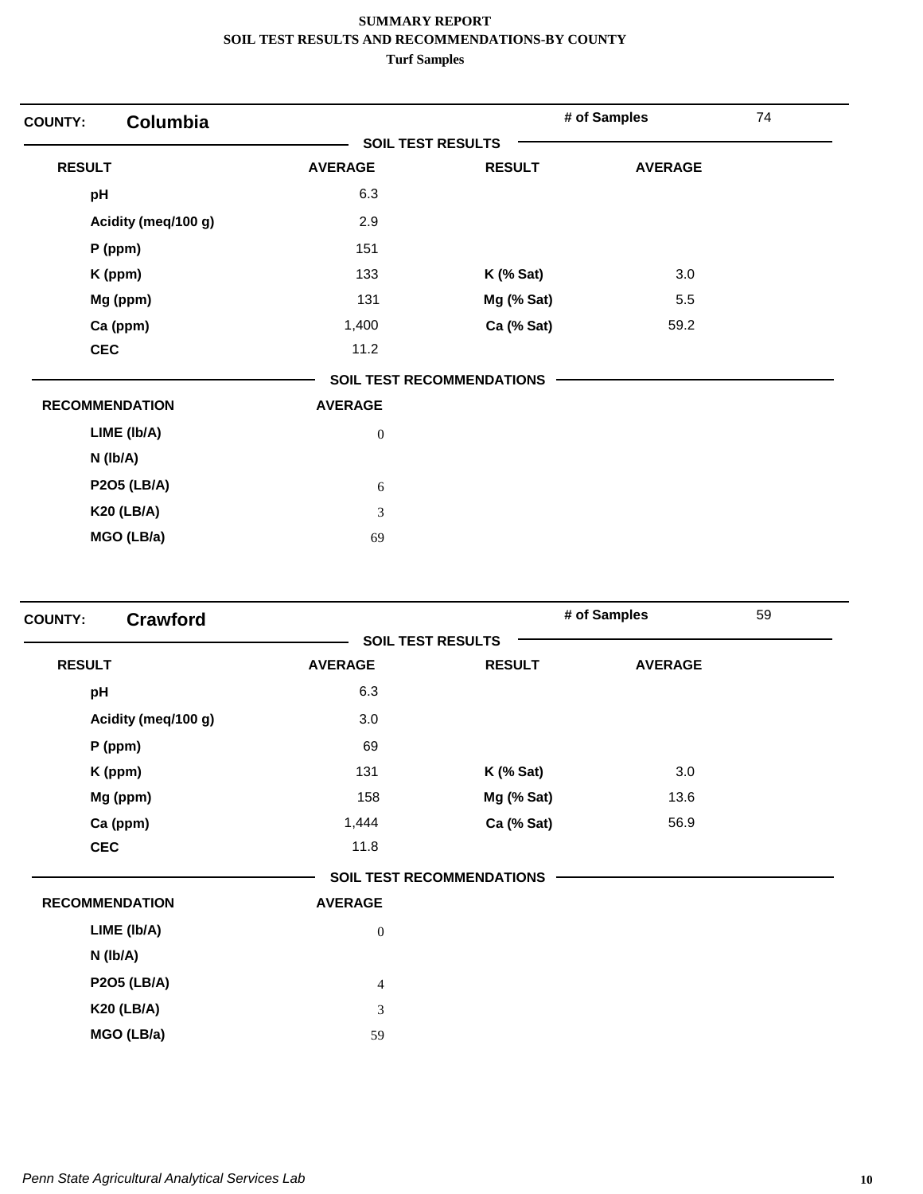**SUMMARY REPORT**
**SOIL TEST RESULTS AND RECOMMENDATIONS-BY COUNTY**
**Turf Samples**

## COUNTY: Columbia

**# of Samples:** 74

### SOIL TEST RESULTS

| RESULT | AVERAGE | RESULT | AVERAGE |
|---|---|---|---|
| pH | 6.3 | | |
| Acidity (meq/100 g) | 2.9 | | |
| P (ppm) | 151 | | |
| K (ppm) | 133 | K (% Sat) | 3.0 |
| Mg (ppm) | 131 | Mg (% Sat) | 5.5 |
| Ca (ppm) | 1,400 | Ca (% Sat) | 59.2 |
| CEC | 11.2 | | |

### SOIL TEST RECOMMENDATIONS

| RECOMMENDATION | AVERAGE |
|---|---|
| LIME (lb/A) | 0 |
| N (lb/A) | |
| P2O5 (LB/A) | 6 |
| K20 (LB/A) | 3 |
| MGO (LB/a) | 69 |

## COUNTY: Crawford

**# of Samples:** 59

### SOIL TEST RESULTS

| RESULT | AVERAGE | RESULT | AVERAGE |
|---|---|---|---|
| pH | 6.3 | | |
| Acidity (meq/100 g) | 3.0 | | |
| P (ppm) | 69 | | |
| K (ppm) | 131 | K (% Sat) | 3.0 |
| Mg (ppm) | 158 | Mg (% Sat) | 13.6 |
| Ca (ppm) | 1,444 | Ca (% Sat) | 56.9 |
| CEC | 11.8 | | |

### SOIL TEST RECOMMENDATIONS

| RECOMMENDATION | AVERAGE |
|---|---|
| LIME (lb/A) | 0 |
| N (lb/A) | |
| P2O5 (LB/A) | 4 |
| K20 (LB/A) | 3 |
| MGO (LB/a) | 59 |

*Penn State Agricultural Analytical Services Lab*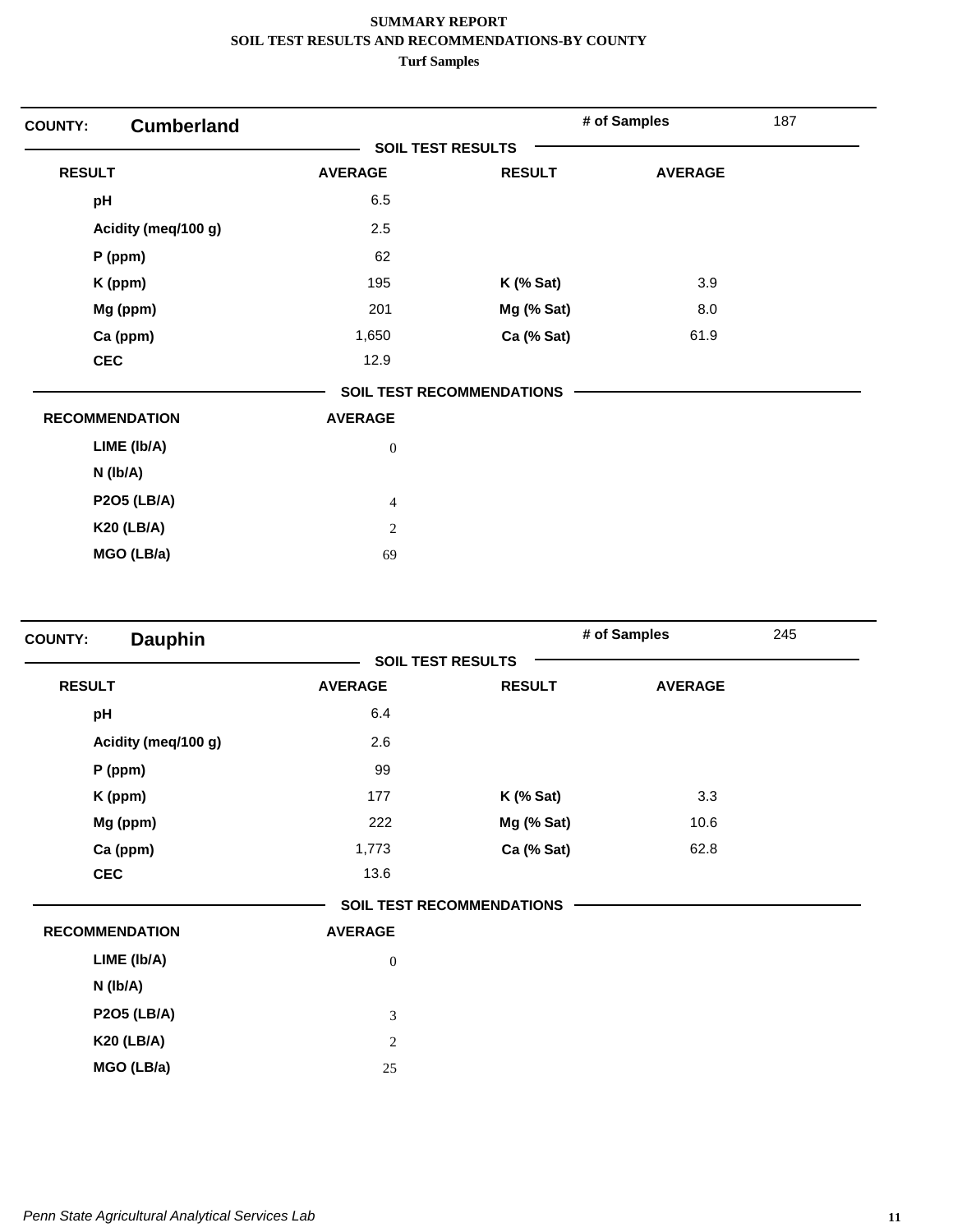**SUMMARY REPORT**
**SOIL TEST RESULTS AND RECOMMENDATIONS-BY COUNTY**
**Turf Samples**

## COUNTY: Cumberland

**# of Samples** 187

### SOIL TEST RESULTS

| RESULT | AVERAGE | RESULT | AVERAGE |
|---|---|---|---|
| pH | 6.5 | | |
| Acidity (meq/100 g) | 2.5 | | |
| P (ppm) | 62 | | |
| K (ppm) | 195 | K (% Sat) | 3.9 |
| Mg (ppm) | 201 | Mg (% Sat) | 8.0 |
| Ca (ppm) | 1,650 | Ca (% Sat) | 61.9 |
| CEC | 12.9 | | |

### SOIL TEST RECOMMENDATIONS

| RECOMMENDATION | AVERAGE |
|---|---|
| LIME (lb/A) | 0 |
| N (lb/A) | |
| P2O5 (LB/A) | 4 |
| K20 (LB/A) | 2 |
| MGO (LB/a) | 69 |

## COUNTY: Dauphin

**# of Samples** 245

### SOIL TEST RESULTS

| RESULT | AVERAGE | RESULT | AVERAGE |
|---|---|---|---|
| pH | 6.4 | | |
| Acidity (meq/100 g) | 2.6 | | |
| P (ppm) | 99 | | |
| K (ppm) | 177 | K (% Sat) | 3.3 |
| Mg (ppm) | 222 | Mg (% Sat) | 10.6 |
| Ca (ppm) | 1,773 | Ca (% Sat) | 62.8 |
| CEC | 13.6 | | |

### SOIL TEST RECOMMENDATIONS

| RECOMMENDATION | AVERAGE |
|---|---|
| LIME (lb/A) | 0 |
| N (lb/A) | |
| P2O5 (LB/A) | 3 |
| K20 (LB/A) | 2 |
| MGO (LB/a) | 25 |

*Penn State Agricultural Analytical Services Lab*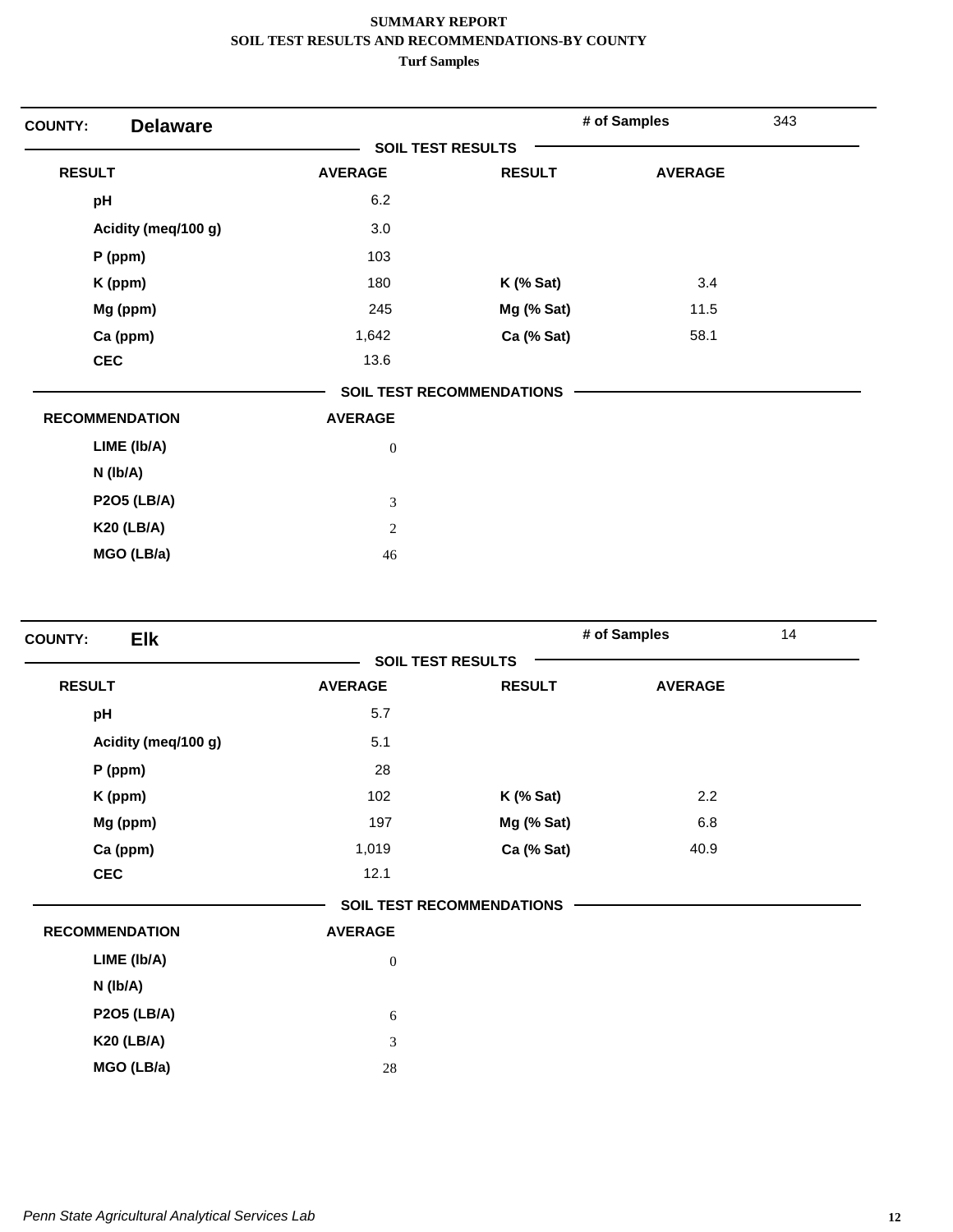# SUMMARY REPORT
## SOIL TEST RESULTS AND RECOMMENDATIONS-BY COUNTY
### Turf Samples

**COUNTY:** **Delaware** — **# of Samples** 343

**SOIL TEST RESULTS**

| RESULT | AVERAGE | RESULT | AVERAGE |
|---|---|---|---|
| pH | 6.2 | | |
| Acidity (meq/100 g) | 3.0 | | |
| P (ppm) | 103 | | |
| K (ppm) | 180 | K (% Sat) | 3.4 |
| Mg (ppm) | 245 | Mg (% Sat) | 11.5 |
| Ca (ppm) | 1,642 | Ca (% Sat) | 58.1 |
| CEC | 13.6 | | |

**SOIL TEST RECOMMENDATIONS**

| RECOMMENDATION | AVERAGE |
|---|---|
| LIME (lb/A) | 0 |
| N (lb/A) | |
| P2O5 (LB/A) | 3 |
| K20 (LB/A) | 2 |
| MGO (LB/a) | 46 |

**COUNTY:** **Elk** — **# of Samples** 14

**SOIL TEST RESULTS**

| RESULT | AVERAGE | RESULT | AVERAGE |
|---|---|---|---|
| pH | 5.7 | | |
| Acidity (meq/100 g) | 5.1 | | |
| P (ppm) | 28 | | |
| K (ppm) | 102 | K (% Sat) | 2.2 |
| Mg (ppm) | 197 | Mg (% Sat) | 6.8 |
| Ca (ppm) | 1,019 | Ca (% Sat) | 40.9 |
| CEC | 12.1 | | |

**SOIL TEST RECOMMENDATIONS**

| RECOMMENDATION | AVERAGE |
|---|---|
| LIME (lb/A) | 0 |
| N (lb/A) | |
| P2O5 (LB/A) | 6 |
| K20 (LB/A) | 3 |
| MGO (LB/a) | 28 |

*Penn State Agricultural Analytical Services Lab*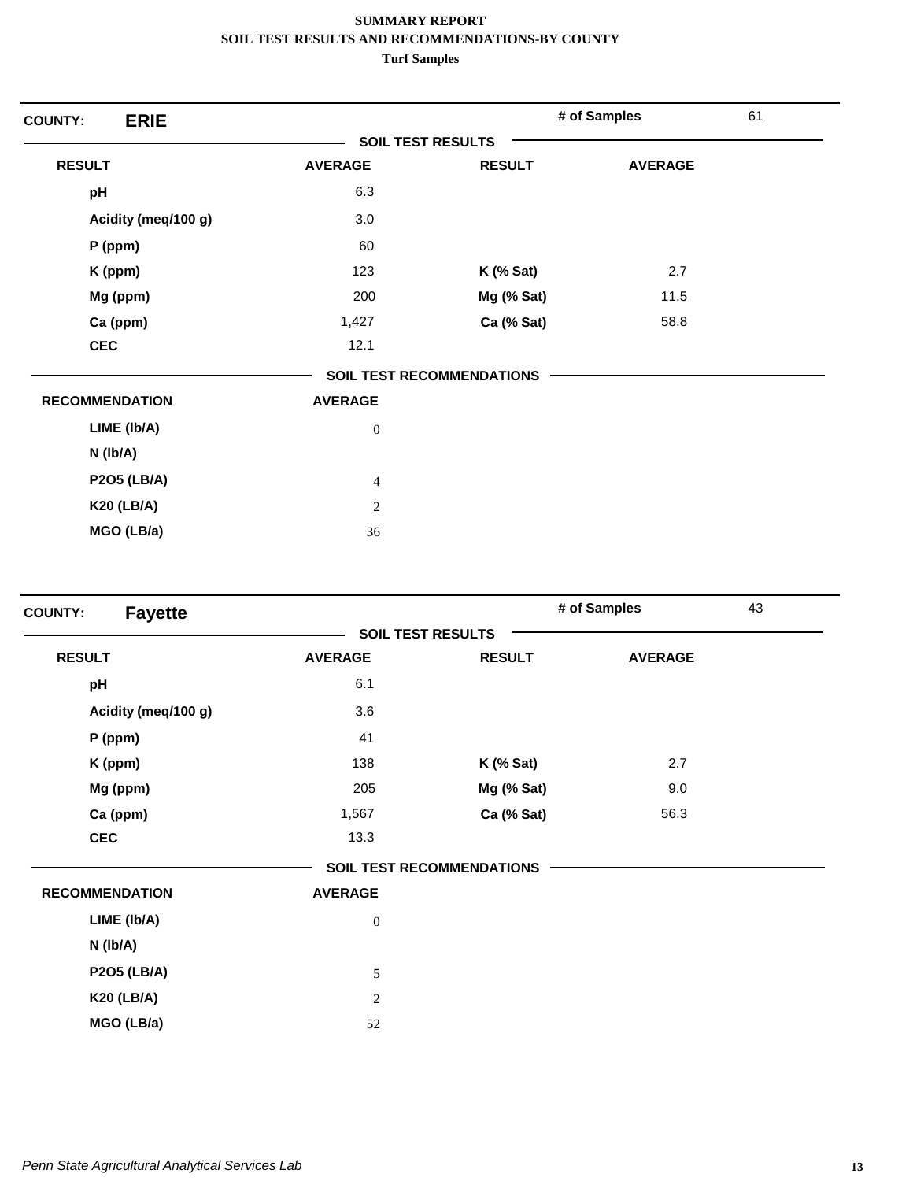**SUMMARY REPORT**
**SOIL TEST RESULTS AND RECOMMENDATIONS-BY COUNTY**
**Turf Samples**

**COUNTY:** **ERIE** | **# of Samples** 61

**SOIL TEST RESULTS**

| RESULT | AVERAGE | RESULT | AVERAGE |
|---|---|---|---|
| pH | 6.3 | | |
| Acidity (meq/100 g) | 3.0 | | |
| P (ppm) | 60 | | |
| K (ppm) | 123 | K (% Sat) | 2.7 |
| Mg (ppm) | 200 | Mg (% Sat) | 11.5 |
| Ca (ppm) | 1,427 | Ca (% Sat) | 58.8 |
| CEC | 12.1 | | |

**SOIL TEST RECOMMENDATIONS**

| RECOMMENDATION | AVERAGE |
|---|---|
| LIME (lb/A) | 0 |
| N (lb/A) | |
| P2O5 (LB/A) | 4 |
| K20 (LB/A) | 2 |
| MGO (LB/a) | 36 |

**COUNTY:** **Fayette** | **# of Samples** 43

**SOIL TEST RESULTS**

| RESULT | AVERAGE | RESULT | AVERAGE |
|---|---|---|---|
| pH | 6.1 | | |
| Acidity (meq/100 g) | 3.6 | | |
| P (ppm) | 41 | | |
| K (ppm) | 138 | K (% Sat) | 2.7 |
| Mg (ppm) | 205 | Mg (% Sat) | 9.0 |
| Ca (ppm) | 1,567 | Ca (% Sat) | 56.3 |
| CEC | 13.3 | | |

**SOIL TEST RECOMMENDATIONS**

| RECOMMENDATION | AVERAGE |
|---|---|
| LIME (lb/A) | 0 |
| N (lb/A) | |
| P2O5 (LB/A) | 5 |
| K20 (LB/A) | 2 |
| MGO (LB/a) | 52 |

*Penn State Agricultural Analytical Services Lab*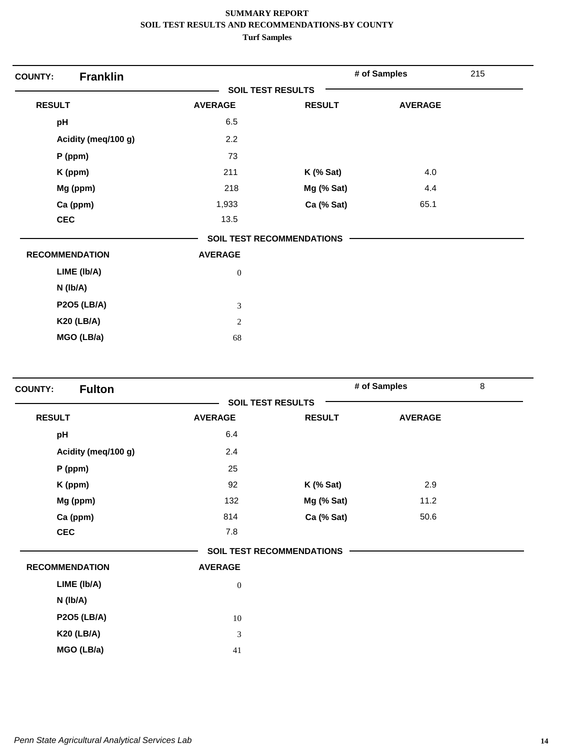# SUMMARY REPORT
## SOIL TEST RESULTS AND RECOMMENDATIONS-BY COUNTY
### Turf Samples

**COUNTY:** **Franklin** | **# of Samples** 215

**SOIL TEST RESULTS**

| RESULT | AVERAGE | RESULT | AVERAGE |
|---|---|---|---|
| pH | 6.5 | | |
| Acidity (meq/100 g) | 2.2 | | |
| P (ppm) | 73 | | |
| K (ppm) | 211 | K (% Sat) | 4.0 |
| Mg (ppm) | 218 | Mg (% Sat) | 4.4 |
| Ca (ppm) | 1,933 | Ca (% Sat) | 65.1 |
| CEC | 13.5 | | |

**SOIL TEST RECOMMENDATIONS**

| RECOMMENDATION | AVERAGE |
|---|---|
| LIME (lb/A) | 0 |
| N (lb/A) | |
| P2O5 (LB/A) | 3 |
| K20 (LB/A) | 2 |
| MGO (LB/a) | 68 |

**COUNTY:** **Fulton** | **# of Samples** 8

**SOIL TEST RESULTS**

| RESULT | AVERAGE | RESULT | AVERAGE |
|---|---|---|---|
| pH | 6.4 | | |
| Acidity (meq/100 g) | 2.4 | | |
| P (ppm) | 25 | | |
| K (ppm) | 92 | K (% Sat) | 2.9 |
| Mg (ppm) | 132 | Mg (% Sat) | 11.2 |
| Ca (ppm) | 814 | Ca (% Sat) | 50.6 |
| CEC | 7.8 | | |

**SOIL TEST RECOMMENDATIONS**

| RECOMMENDATION | AVERAGE |
|---|---|
| LIME (lb/A) | 0 |
| N (lb/A) | |
| P2O5 (LB/A) | 10 |
| K20 (LB/A) | 3 |
| MGO (LB/a) | 41 |

*Penn State Agricultural Analytical Services Lab*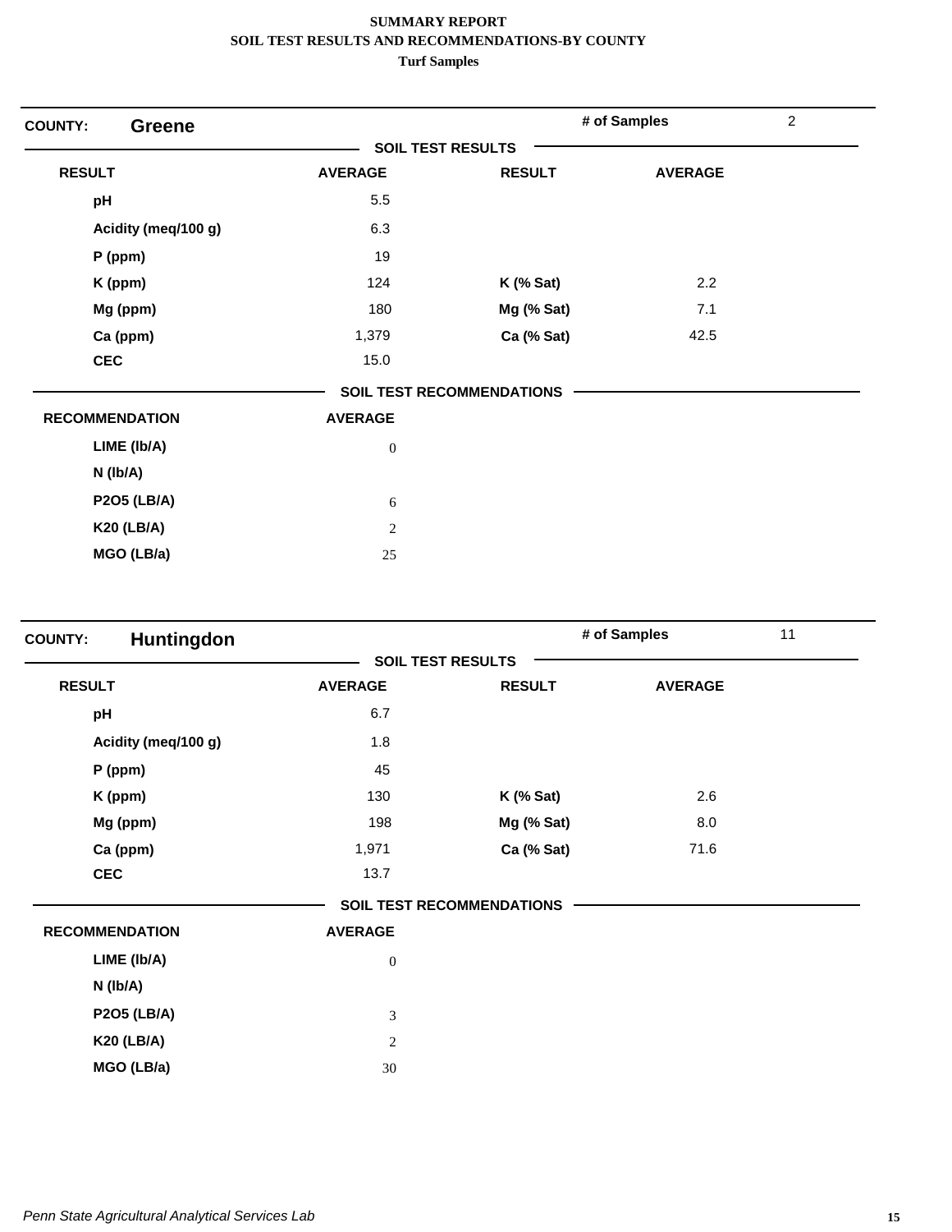**SUMMARY REPORT**
**SOIL TEST RESULTS AND RECOMMENDATIONS-BY COUNTY**
**Turf Samples**

## COUNTY: Greene

**# of Samples:** 2

### SOIL TEST RESULTS

| RESULT | AVERAGE | RESULT | AVERAGE |
|---|---|---|---|
| pH | 5.5 | | |
| Acidity (meq/100 g) | 6.3 | | |
| P (ppm) | 19 | | |
| K (ppm) | 124 | K (% Sat) | 2.2 |
| Mg (ppm) | 180 | Mg (% Sat) | 7.1 |
| Ca (ppm) | 1,379 | Ca (% Sat) | 42.5 |
| CEC | 15.0 | | |

### SOIL TEST RECOMMENDATIONS

| RECOMMENDATION | AVERAGE |
|---|---|
| LIME (lb/A) | 0 |
| N (lb/A) | |
| P2O5 (LB/A) | 6 |
| K20 (LB/A) | 2 |
| MGO (LB/a) | 25 |

## COUNTY: Huntingdon

**# of Samples:** 11

### SOIL TEST RESULTS

| RESULT | AVERAGE | RESULT | AVERAGE |
|---|---|---|---|
| pH | 6.7 | | |
| Acidity (meq/100 g) | 1.8 | | |
| P (ppm) | 45 | | |
| K (ppm) | 130 | K (% Sat) | 2.6 |
| Mg (ppm) | 198 | Mg (% Sat) | 8.0 |
| Ca (ppm) | 1,971 | Ca (% Sat) | 71.6 |
| CEC | 13.7 | | |

### SOIL TEST RECOMMENDATIONS

| RECOMMENDATION | AVERAGE |
|---|---|
| LIME (lb/A) | 0 |
| N (lb/A) | |
| P2O5 (LB/A) | 3 |
| K20 (LB/A) | 2 |
| MGO (LB/a) | 30 |

*Penn State Agricultural Analytical Services Lab*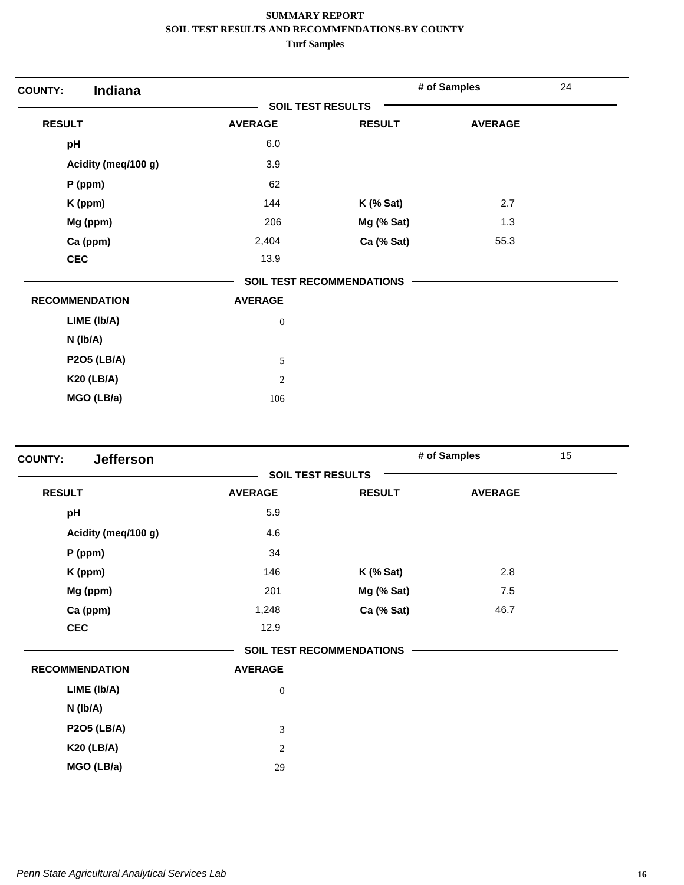**SUMMARY REPORT**
**SOIL TEST RESULTS AND RECOMMENDATIONS-BY COUNTY**
**Turf Samples**

## COUNTY: Indiana

**# of Samples:** 24

### SOIL TEST RESULTS

| RESULT | AVERAGE | RESULT | AVERAGE |
|---|---|---|---|
| pH | 6.0 | | |
| Acidity (meq/100 g) | 3.9 | | |
| P (ppm) | 62 | | |
| K (ppm) | 144 | K (% Sat) | 2.7 |
| Mg (ppm) | 206 | Mg (% Sat) | 1.3 |
| Ca (ppm) | 2,404 | Ca (% Sat) | 55.3 |
| CEC | 13.9 | | |

### SOIL TEST RECOMMENDATIONS

| RECOMMENDATION | AVERAGE |
|---|---|
| LIME (lb/A) | 0 |
| N (lb/A) | |
| P2O5 (LB/A) | 5 |
| K20 (LB/A) | 2 |
| MGO (LB/a) | 106 |

## COUNTY: Jefferson

**# of Samples:** 15

### SOIL TEST RESULTS

| RESULT | AVERAGE | RESULT | AVERAGE |
|---|---|---|---|
| pH | 5.9 | | |
| Acidity (meq/100 g) | 4.6 | | |
| P (ppm) | 34 | | |
| K (ppm) | 146 | K (% Sat) | 2.8 |
| Mg (ppm) | 201 | Mg (% Sat) | 7.5 |
| Ca (ppm) | 1,248 | Ca (% Sat) | 46.7 |
| CEC | 12.9 | | |

### SOIL TEST RECOMMENDATIONS

| RECOMMENDATION | AVERAGE |
|---|---|
| LIME (lb/A) | 0 |
| N (lb/A) | |
| P2O5 (LB/A) | 3 |
| K20 (LB/A) | 2 |
| MGO (LB/a) | 29 |

*Penn State Agricultural Analytical Services Lab*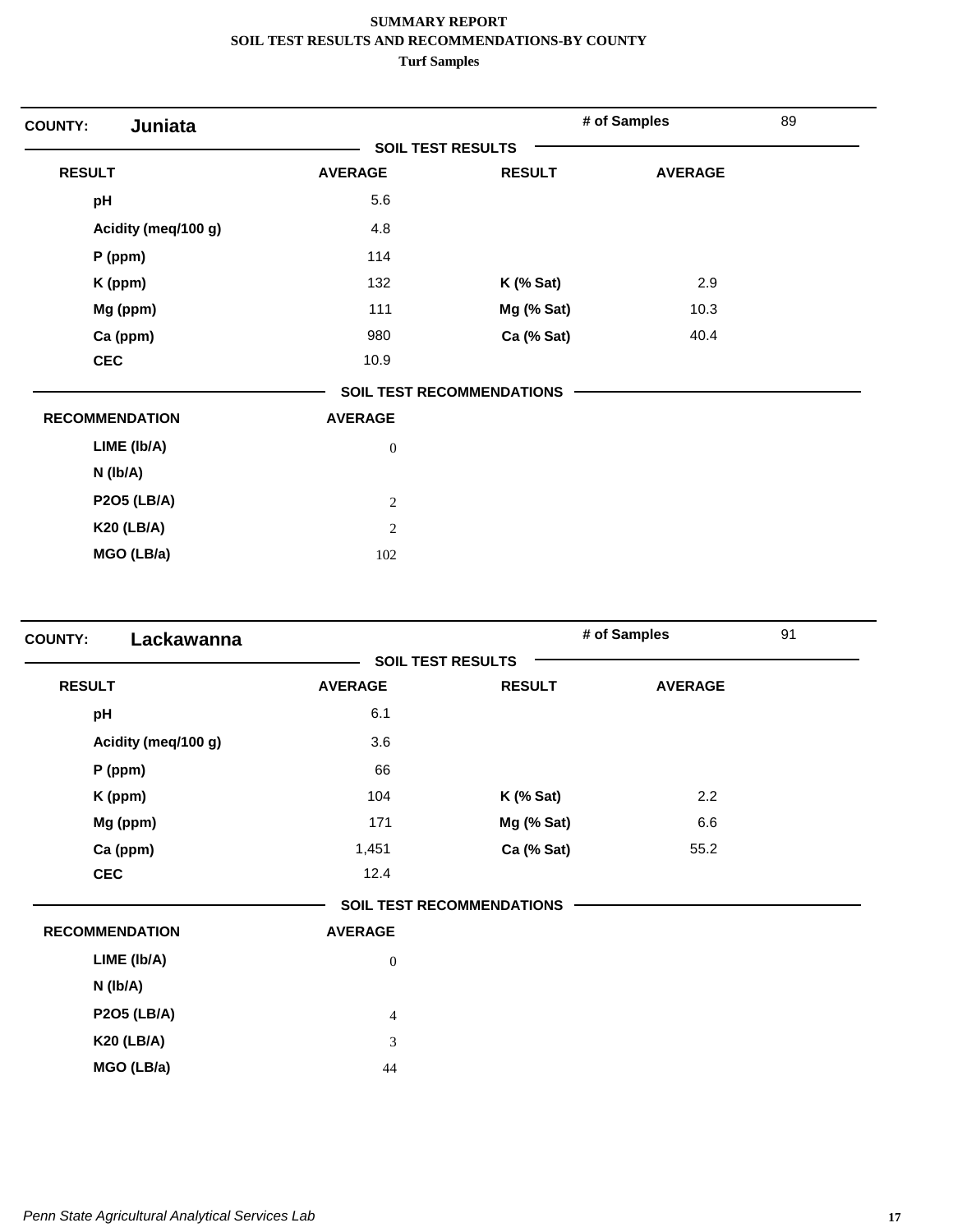**SUMMARY REPORT**
**SOIL TEST RESULTS AND RECOMMENDATIONS-BY COUNTY**
**Turf Samples**

**COUNTY: Juniata** — # of Samples: 89

**SOIL TEST RESULTS**

| RESULT | AVERAGE | RESULT | AVERAGE |
|---|---|---|---|
| pH | 5.6 | | |
| Acidity (meq/100 g) | 4.8 | | |
| P (ppm) | 114 | | |
| K (ppm) | 132 | K (% Sat) | 2.9 |
| Mg (ppm) | 111 | Mg (% Sat) | 10.3 |
| Ca (ppm) | 980 | Ca (% Sat) | 40.4 |
| CEC | 10.9 | | |

**SOIL TEST RECOMMENDATIONS**

| RECOMMENDATION | AVERAGE |
|---|---|
| LIME (lb/A) | 0 |
| N (lb/A) | |
| P2O5 (LB/A) | 2 |
| K20 (LB/A) | 2 |
| MGO (LB/a) | 102 |

**COUNTY: Lackawanna** — # of Samples: 91

**SOIL TEST RESULTS**

| RESULT | AVERAGE | RESULT | AVERAGE |
|---|---|---|---|
| pH | 6.1 | | |
| Acidity (meq/100 g) | 3.6 | | |
| P (ppm) | 66 | | |
| K (ppm) | 104 | K (% Sat) | 2.2 |
| Mg (ppm) | 171 | Mg (% Sat) | 6.6 |
| Ca (ppm) | 1,451 | Ca (% Sat) | 55.2 |
| CEC | 12.4 | | |

**SOIL TEST RECOMMENDATIONS**

| RECOMMENDATION | AVERAGE |
|---|---|
| LIME (lb/A) | 0 |
| N (lb/A) | |
| P2O5 (LB/A) | 4 |
| K20 (LB/A) | 3 |
| MGO (LB/a) | 44 |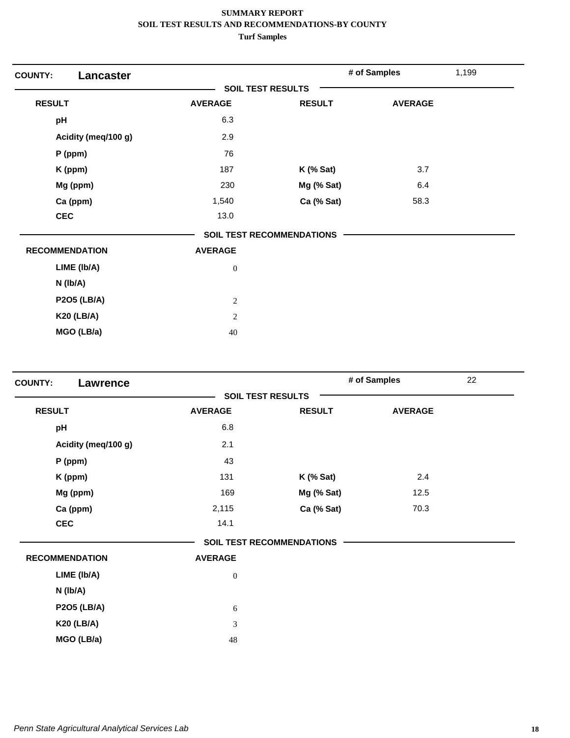# SUMMARY REPORT
## SOIL TEST RESULTS AND RECOMMENDATIONS-BY COUNTY
### Turf Samples

**COUNTY:** **Lancaster** | **# of Samples** 1,199

**SOIL TEST RESULTS**

| RESULT | AVERAGE | RESULT | AVERAGE |
|---|---|---|---|
| pH | 6.3 | | |
| Acidity (meq/100 g) | 2.9 | | |
| P (ppm) | 76 | | |
| K (ppm) | 187 | K (% Sat) | 3.7 |
| Mg (ppm) | 230 | Mg (% Sat) | 6.4 |
| Ca (ppm) | 1,540 | Ca (% Sat) | 58.3 |
| CEC | 13.0 | | |

**SOIL TEST RECOMMENDATIONS**

| RECOMMENDATION | AVERAGE |
|---|---|
| LIME (lb/A) | 0 |
| N (lb/A) | |
| P2O5 (LB/A) | 2 |
| K20 (LB/A) | 2 |
| MGO (LB/a) | 40 |

**COUNTY:** **Lawrence** | **# of Samples** 22

**SOIL TEST RESULTS**

| RESULT | AVERAGE | RESULT | AVERAGE |
|---|---|---|---|
| pH | 6.8 | | |
| Acidity (meq/100 g) | 2.1 | | |
| P (ppm) | 43 | | |
| K (ppm) | 131 | K (% Sat) | 2.4 |
| Mg (ppm) | 169 | Mg (% Sat) | 12.5 |
| Ca (ppm) | 2,115 | Ca (% Sat) | 70.3 |
| CEC | 14.1 | | |

**SOIL TEST RECOMMENDATIONS**

| RECOMMENDATION | AVERAGE |
|---|---|
| LIME (lb/A) | 0 |
| N (lb/A) | |
| P2O5 (LB/A) | 6 |
| K20 (LB/A) | 3 |
| MGO (LB/a) | 48 |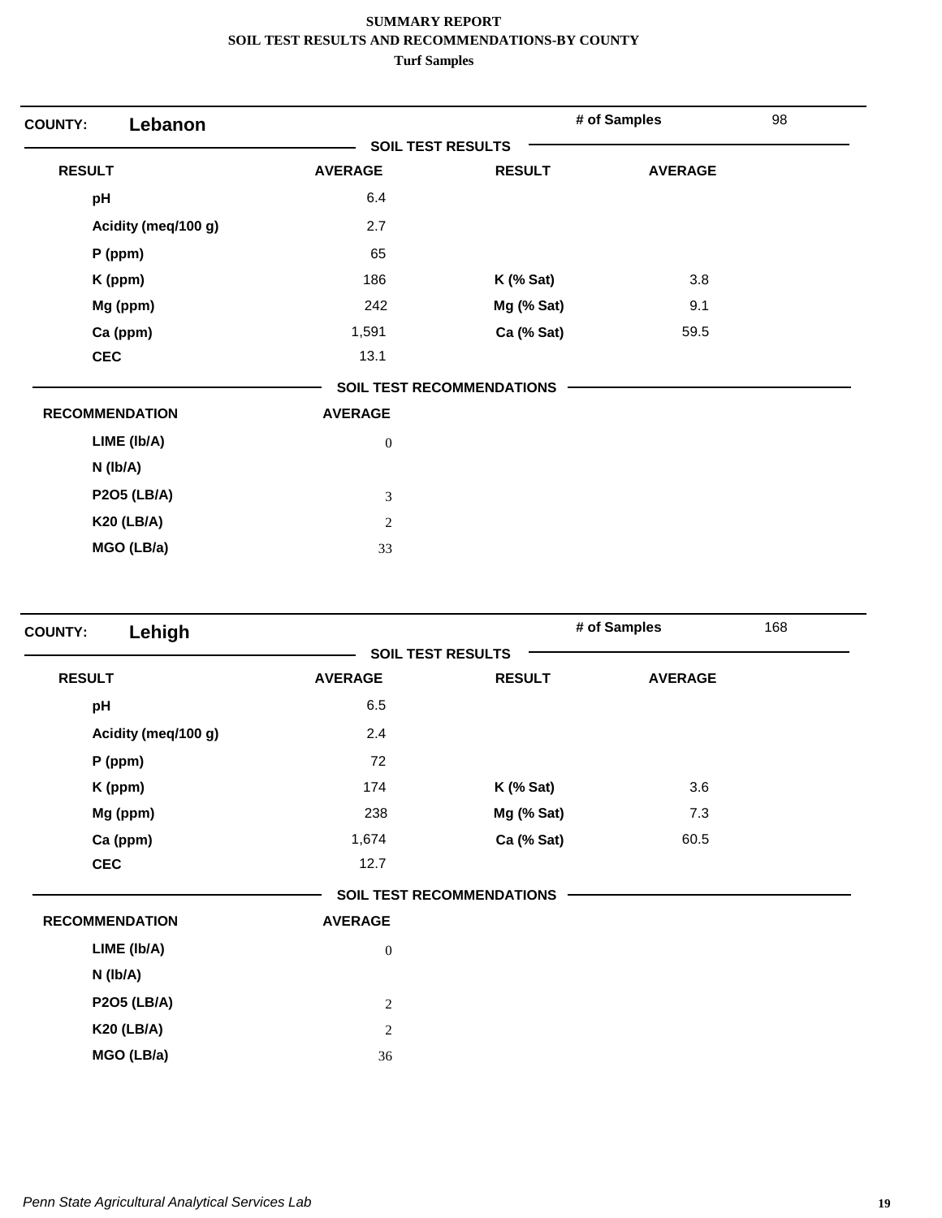**SUMMARY REPORT**
**SOIL TEST RESULTS AND RECOMMENDATIONS-BY COUNTY**
**Turf Samples**

## COUNTY: Lebanon

**# of Samples:** 98

### SOIL TEST RESULTS

| RESULT | AVERAGE | RESULT | AVERAGE |
|---|---|---|---|
| pH | 6.4 | | |
| Acidity (meq/100 g) | 2.7 | | |
| P (ppm) | 65 | | |
| K (ppm) | 186 | K (% Sat) | 3.8 |
| Mg (ppm) | 242 | Mg (% Sat) | 9.1 |
| Ca (ppm) | 1,591 | Ca (% Sat) | 59.5 |
| CEC | 13.1 | | |

### SOIL TEST RECOMMENDATIONS

| RECOMMENDATION | AVERAGE |
|---|---|
| LIME (lb/A) | 0 |
| N (lb/A) | |
| P2O5 (LB/A) | 3 |
| K20 (LB/A) | 2 |
| MGO (LB/a) | 33 |

## COUNTY: Lehigh

**# of Samples:** 168

### SOIL TEST RESULTS

| RESULT | AVERAGE | RESULT | AVERAGE |
|---|---|---|---|
| pH | 6.5 | | |
| Acidity (meq/100 g) | 2.4 | | |
| P (ppm) | 72 | | |
| K (ppm) | 174 | K (% Sat) | 3.6 |
| Mg (ppm) | 238 | Mg (% Sat) | 7.3 |
| Ca (ppm) | 1,674 | Ca (% Sat) | 60.5 |
| CEC | 12.7 | | |

### SOIL TEST RECOMMENDATIONS

| RECOMMENDATION | AVERAGE |
|---|---|
| LIME (lb/A) | 0 |
| N (lb/A) | |
| P2O5 (LB/A) | 2 |
| K20 (LB/A) | 2 |
| MGO (LB/a) | 36 |

*Penn State Agricultural Analytical Services Lab*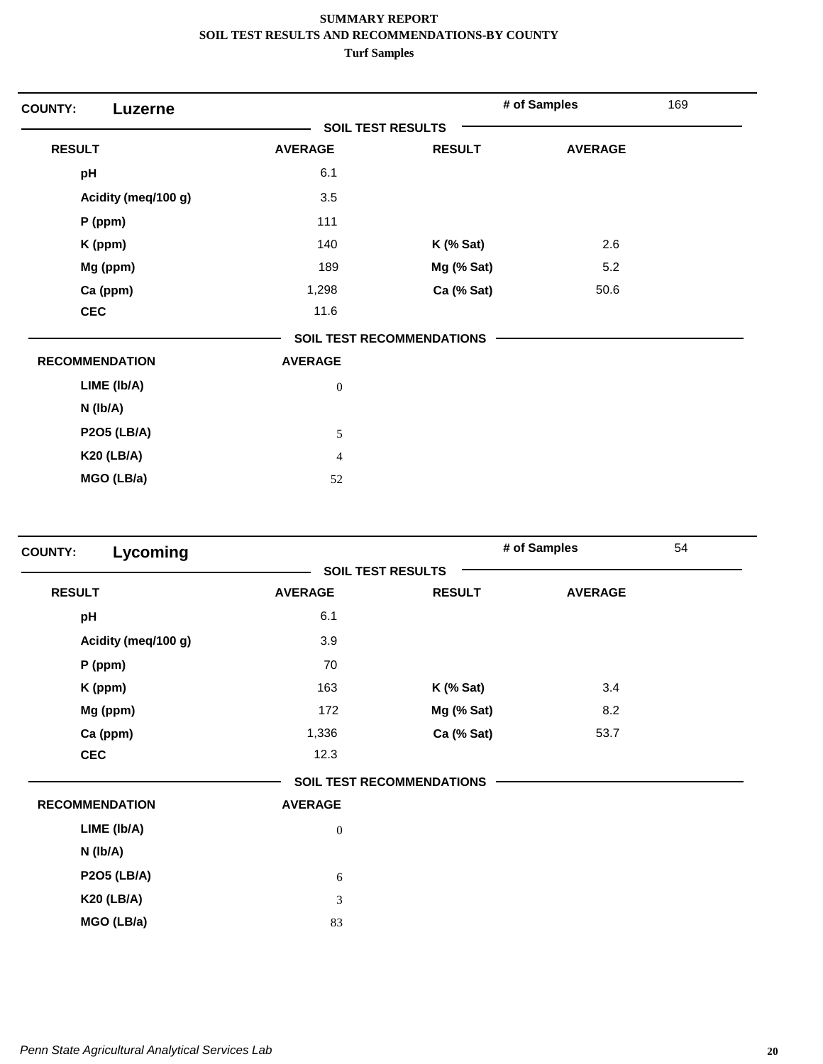**SUMMARY REPORT**
**SOIL TEST RESULTS AND RECOMMENDATIONS-BY COUNTY**
**Turf Samples**

## COUNTY: Luzerne

**# of Samples** 169

### SOIL TEST RESULTS

| RESULT | AVERAGE | RESULT | AVERAGE |
|---|---|---|---|
| pH | 6.1 | | |
| Acidity (meq/100 g) | 3.5 | | |
| P (ppm) | 111 | | |
| K (ppm) | 140 | K (% Sat) | 2.6 |
| Mg (ppm) | 189 | Mg (% Sat) | 5.2 |
| Ca (ppm) | 1,298 | Ca (% Sat) | 50.6 |
| CEC | 11.6 | | |

### SOIL TEST RECOMMENDATIONS

| RECOMMENDATION | AVERAGE |
|---|---|
| LIME (lb/A) | 0 |
| N (lb/A) | |
| P2O5 (LB/A) | 5 |
| K20 (LB/A) | 4 |
| MGO (LB/a) | 52 |

## COUNTY: Lycoming

**# of Samples** 54

### SOIL TEST RESULTS

| RESULT | AVERAGE | RESULT | AVERAGE |
|---|---|---|---|
| pH | 6.1 | | |
| Acidity (meq/100 g) | 3.9 | | |
| P (ppm) | 70 | | |
| K (ppm) | 163 | K (% Sat) | 3.4 |
| Mg (ppm) | 172 | Mg (% Sat) | 8.2 |
| Ca (ppm) | 1,336 | Ca (% Sat) | 53.7 |
| CEC | 12.3 | | |

### SOIL TEST RECOMMENDATIONS

| RECOMMENDATION | AVERAGE |
|---|---|
| LIME (lb/A) | 0 |
| N (lb/A) | |
| P2O5 (LB/A) | 6 |
| K20 (LB/A) | 3 |
| MGO (LB/a) | 83 |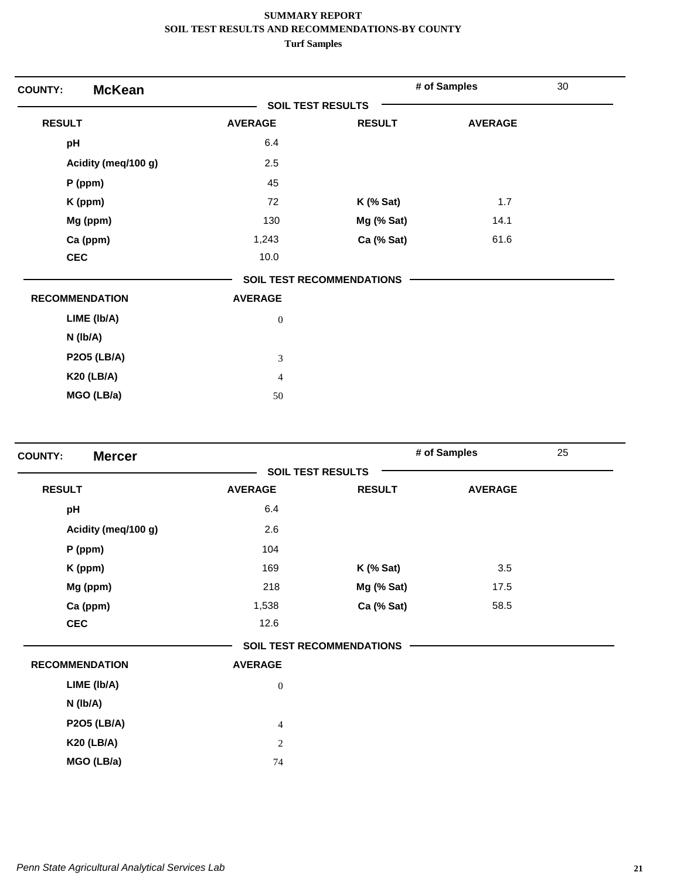**SUMMARY REPORT**
**SOIL TEST RESULTS AND RECOMMENDATIONS-BY COUNTY**
**Turf Samples**

## COUNTY: McKean

**# of Samples** 30

### SOIL TEST RESULTS

| RESULT | AVERAGE | RESULT | AVERAGE |
|---|---|---|---|
| pH | 6.4 | | |
| Acidity (meq/100 g) | 2.5 | | |
| P (ppm) | 45 | | |
| K (ppm) | 72 | K (% Sat) | 1.7 |
| Mg (ppm) | 130 | Mg (% Sat) | 14.1 |
| Ca (ppm) | 1,243 | Ca (% Sat) | 61.6 |
| CEC | 10.0 | | |

### SOIL TEST RECOMMENDATIONS

| RECOMMENDATION | AVERAGE |
|---|---|
| LIME (lb/A) | 0 |
| N (lb/A) | |
| P2O5 (LB/A) | 3 |
| K20 (LB/A) | 4 |
| MGO (LB/a) | 50 |

## COUNTY: Mercer

**# of Samples** 25

### SOIL TEST RESULTS

| RESULT | AVERAGE | RESULT | AVERAGE |
|---|---|---|---|
| pH | 6.4 | | |
| Acidity (meq/100 g) | 2.6 | | |
| P (ppm) | 104 | | |
| K (ppm) | 169 | K (% Sat) | 3.5 |
| Mg (ppm) | 218 | Mg (% Sat) | 17.5 |
| Ca (ppm) | 1,538 | Ca (% Sat) | 58.5 |
| CEC | 12.6 | | |

### SOIL TEST RECOMMENDATIONS

| RECOMMENDATION | AVERAGE |
|---|---|
| LIME (lb/A) | 0 |
| N (lb/A) | |
| P2O5 (LB/A) | 4 |
| K20 (LB/A) | 2 |
| MGO (LB/a) | 74 |

*Penn State Agricultural Analytical Services Lab*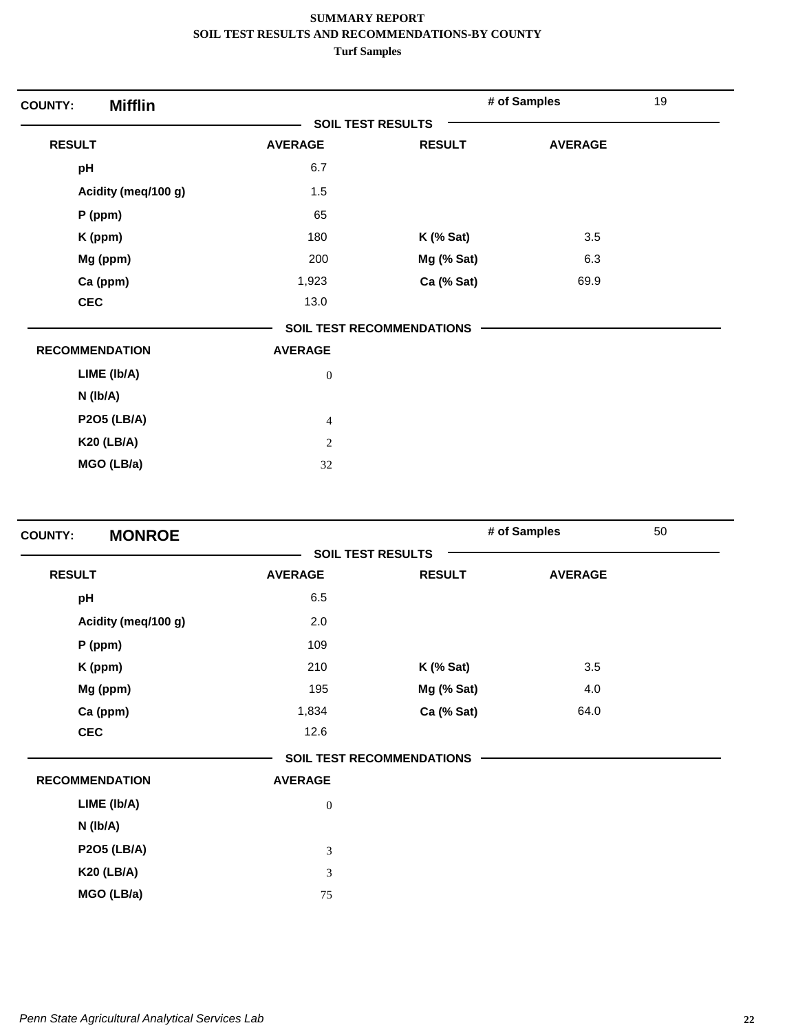**SUMMARY REPORT**
**SOIL TEST RESULTS AND RECOMMENDATIONS-BY COUNTY**
**Turf Samples**

**COUNTY: Mifflin** — **# of Samples** 19

**SOIL TEST RESULTS**

| RESULT | AVERAGE | RESULT | AVERAGE |
|---|---|---|---|
| pH | 6.7 | | |
| Acidity (meq/100 g) | 1.5 | | |
| P (ppm) | 65 | | |
| K (ppm) | 180 | K (% Sat) | 3.5 |
| Mg (ppm) | 200 | Mg (% Sat) | 6.3 |
| Ca (ppm) | 1,923 | Ca (% Sat) | 69.9 |
| CEC | 13.0 | | |

**SOIL TEST RECOMMENDATIONS**

| RECOMMENDATION | AVERAGE |
|---|---|
| LIME (lb/A) | 0 |
| N (lb/A) | |
| P2O5 (LB/A) | 4 |
| K20 (LB/A) | 2 |
| MGO (LB/a) | 32 |

**COUNTY: MONROE** — **# of Samples** 50

**SOIL TEST RESULTS**

| RESULT | AVERAGE | RESULT | AVERAGE |
|---|---|---|---|
| pH | 6.5 | | |
| Acidity (meq/100 g) | 2.0 | | |
| P (ppm) | 109 | | |
| K (ppm) | 210 | K (% Sat) | 3.5 |
| Mg (ppm) | 195 | Mg (% Sat) | 4.0 |
| Ca (ppm) | 1,834 | Ca (% Sat) | 64.0 |
| CEC | 12.6 | | |

**SOIL TEST RECOMMENDATIONS**

| RECOMMENDATION | AVERAGE |
|---|---|
| LIME (lb/A) | 0 |
| N (lb/A) | |
| P2O5 (LB/A) | 3 |
| K20 (LB/A) | 3 |
| MGO (LB/a) | 75 |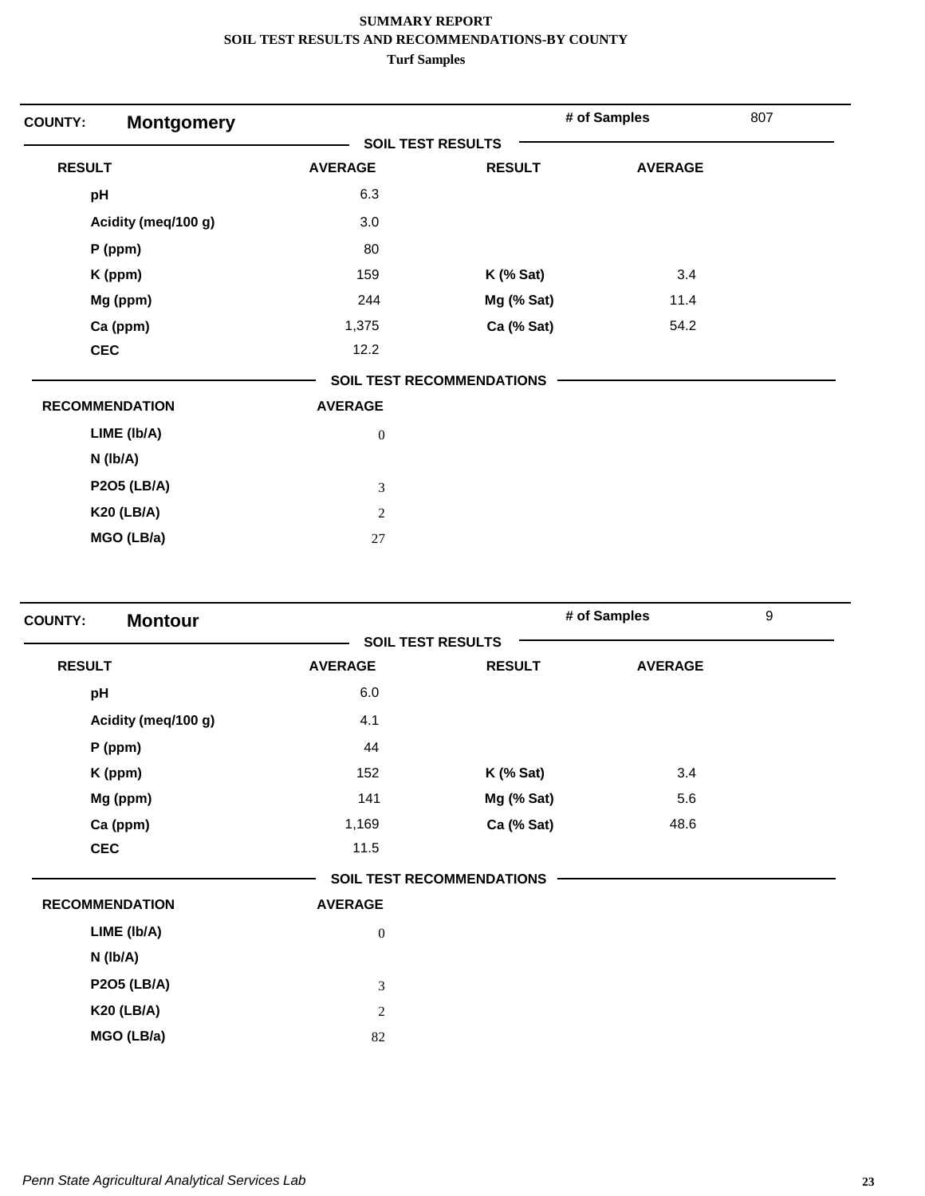**SUMMARY REPORT**
**SOIL TEST RESULTS AND RECOMMENDATIONS-BY COUNTY**
**Turf Samples**

**COUNTY:** **Montgomery** — **# of Samples** 807

**SOIL TEST RESULTS**

| RESULT | AVERAGE | RESULT | AVERAGE |
|---|---|---|---|
| pH | 6.3 | | |
| Acidity (meq/100 g) | 3.0 | | |
| P (ppm) | 80 | | |
| K (ppm) | 159 | K (% Sat) | 3.4 |
| Mg (ppm) | 244 | Mg (% Sat) | 11.4 |
| Ca (ppm) | 1,375 | Ca (% Sat) | 54.2 |
| CEC | 12.2 | | |

**SOIL TEST RECOMMENDATIONS**

| RECOMMENDATION | AVERAGE |
|---|---|
| LIME (lb/A) | 0 |
| N (lb/A) | |
| P2O5 (LB/A) | 3 |
| K20 (LB/A) | 2 |
| MGO (LB/a) | 27 |

**COUNTY:** **Montour** — **# of Samples** 9

**SOIL TEST RESULTS**

| RESULT | AVERAGE | RESULT | AVERAGE |
|---|---|---|---|
| pH | 6.0 | | |
| Acidity (meq/100 g) | 4.1 | | |
| P (ppm) | 44 | | |
| K (ppm) | 152 | K (% Sat) | 3.4 |
| Mg (ppm) | 141 | Mg (% Sat) | 5.6 |
| Ca (ppm) | 1,169 | Ca (% Sat) | 48.6 |
| CEC | 11.5 | | |

**SOIL TEST RECOMMENDATIONS**

| RECOMMENDATION | AVERAGE |
|---|---|
| LIME (lb/A) | 0 |
| N (lb/A) | |
| P2O5 (LB/A) | 3 |
| K20 (LB/A) | 2 |
| MGO (LB/a) | 82 |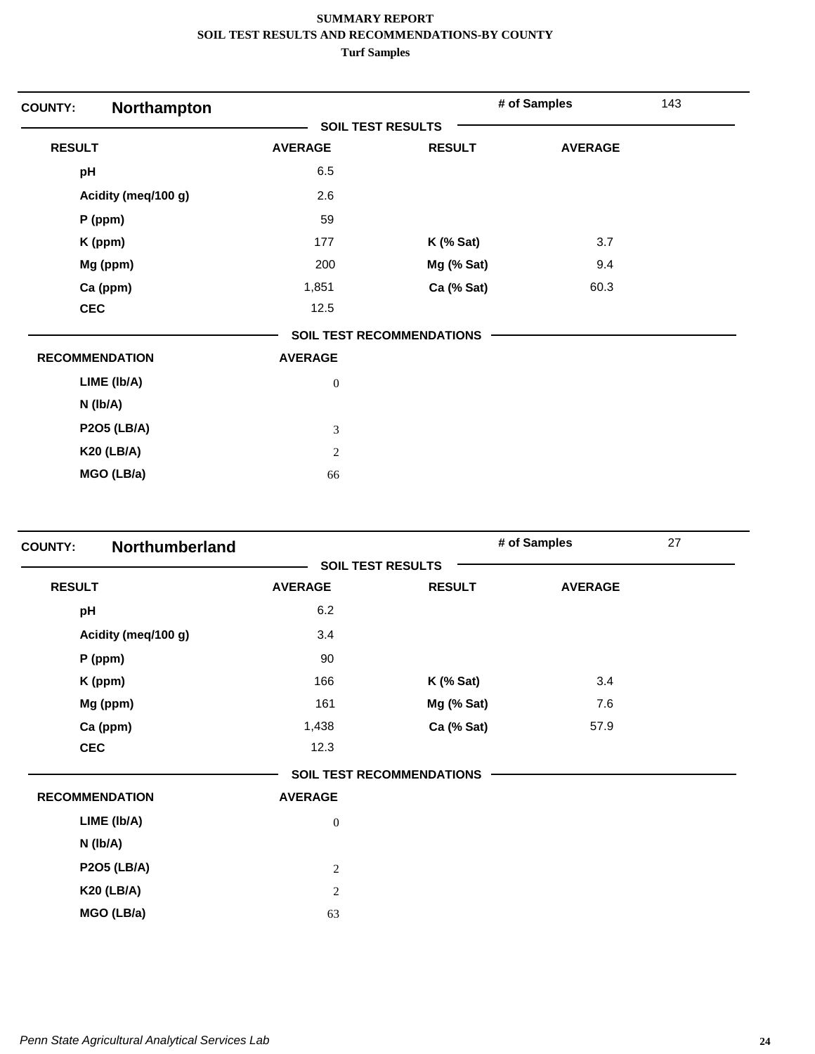# SUMMARY REPORT
## SOIL TEST RESULTS AND RECOMMENDATIONS-BY COUNTY
### Turf Samples

**COUNTY:** **Northampton** | **# of Samples** 143

**SOIL TEST RESULTS**

| RESULT | AVERAGE | RESULT | AVERAGE |
|---|---|---|---|
| pH | 6.5 | | |
| Acidity (meq/100 g) | 2.6 | | |
| P (ppm) | 59 | | |
| K (ppm) | 177 | K (% Sat) | 3.7 |
| Mg (ppm) | 200 | Mg (% Sat) | 9.4 |
| Ca (ppm) | 1,851 | Ca (% Sat) | 60.3 |
| CEC | 12.5 | | |

**SOIL TEST RECOMMENDATIONS**

| RECOMMENDATION | AVERAGE |
|---|---|
| LIME (lb/A) | 0 |
| N (lb/A) | |
| P2O5 (LB/A) | 3 |
| K20 (LB/A) | 2 |
| MGO (LB/a) | 66 |

**COUNTY:** **Northumberland** | **# of Samples** 27

**SOIL TEST RESULTS**

| RESULT | AVERAGE | RESULT | AVERAGE |
|---|---|---|---|
| pH | 6.2 | | |
| Acidity (meq/100 g) | 3.4 | | |
| P (ppm) | 90 | | |
| K (ppm) | 166 | K (% Sat) | 3.4 |
| Mg (ppm) | 161 | Mg (% Sat) | 7.6 |
| Ca (ppm) | 1,438 | Ca (% Sat) | 57.9 |
| CEC | 12.3 | | |

**SOIL TEST RECOMMENDATIONS**

| RECOMMENDATION | AVERAGE |
|---|---|
| LIME (lb/A) | 0 |
| N (lb/A) | |
| P2O5 (LB/A) | 2 |
| K20 (LB/A) | 2 |
| MGO (LB/a) | 63 |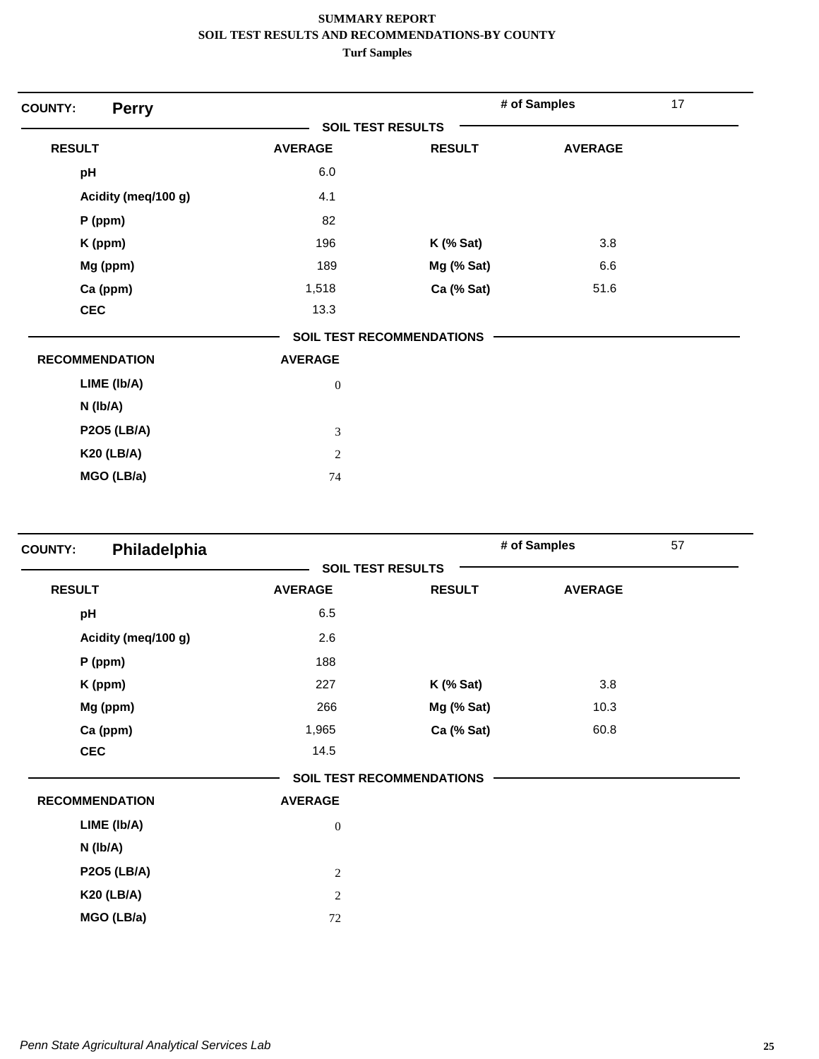**SUMMARY REPORT**
**SOIL TEST RESULTS AND RECOMMENDATIONS-BY COUNTY**
**Turf Samples**

**COUNTY: Perry** — **# of Samples** 17

**SOIL TEST RESULTS**

| RESULT | AVERAGE | RESULT | AVERAGE |
|---|---|---|---|
| pH | 6.0 | | |
| Acidity (meq/100 g) | 4.1 | | |
| P (ppm) | 82 | | |
| K (ppm) | 196 | K (% Sat) | 3.8 |
| Mg (ppm) | 189 | Mg (% Sat) | 6.6 |
| Ca (ppm) | 1,518 | Ca (% Sat) | 51.6 |
| CEC | 13.3 | | |

**SOIL TEST RECOMMENDATIONS**

| RECOMMENDATION | AVERAGE |
|---|---|
| LIME (lb/A) | 0 |
| N (lb/A) | |
| P2O5 (LB/A) | 3 |
| K20 (LB/A) | 2 |
| MGO (LB/a) | 74 |

**COUNTY: Philadelphia** — **# of Samples** 57

**SOIL TEST RESULTS**

| RESULT | AVERAGE | RESULT | AVERAGE |
|---|---|---|---|
| pH | 6.5 | | |
| Acidity (meq/100 g) | 2.6 | | |
| P (ppm) | 188 | | |
| K (ppm) | 227 | K (% Sat) | 3.8 |
| Mg (ppm) | 266 | Mg (% Sat) | 10.3 |
| Ca (ppm) | 1,965 | Ca (% Sat) | 60.8 |
| CEC | 14.5 | | |

**SOIL TEST RECOMMENDATIONS**

| RECOMMENDATION | AVERAGE |
|---|---|
| LIME (lb/A) | 0 |
| N (lb/A) | |
| P2O5 (LB/A) | 2 |
| K20 (LB/A) | 2 |
| MGO (LB/a) | 72 |

*Penn State Agricultural Analytical Services Lab*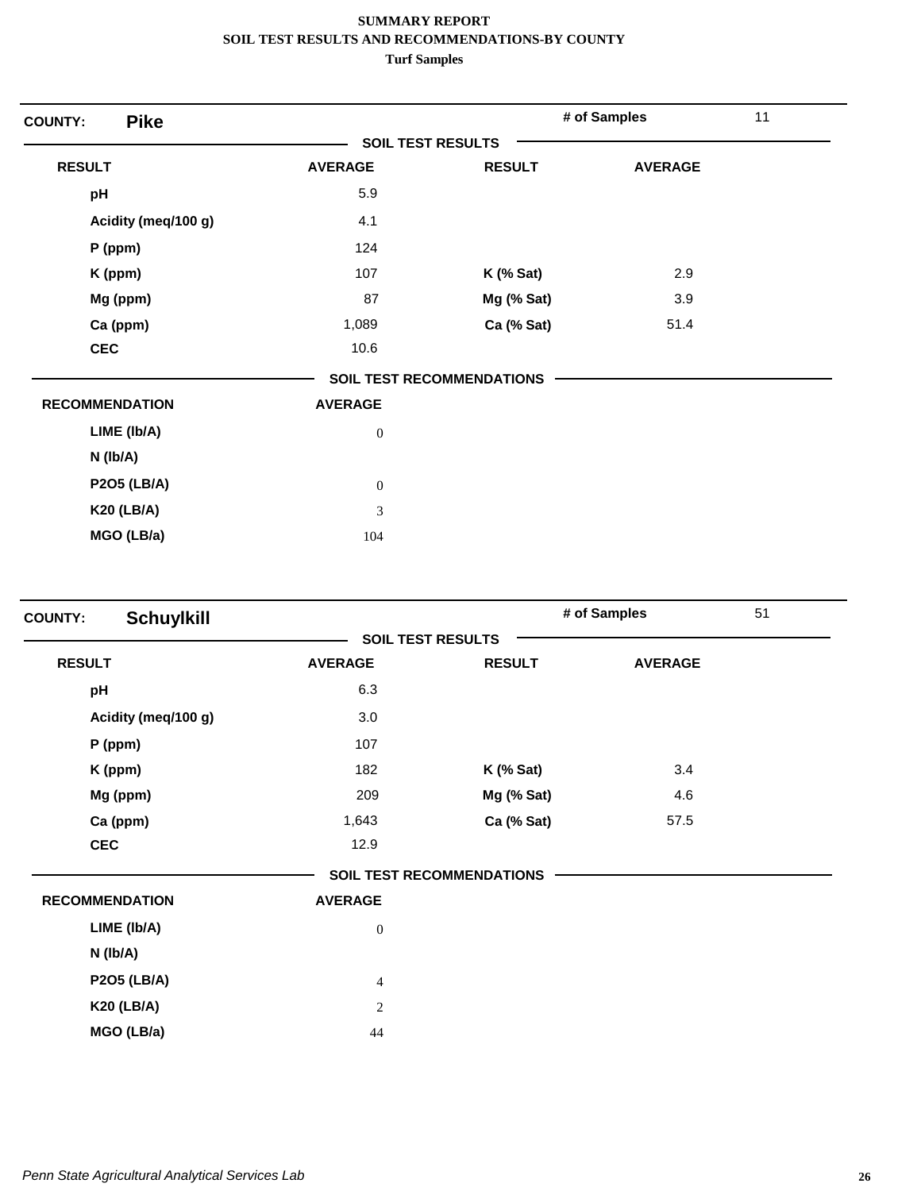# SUMMARY REPORT
## SOIL TEST RESULTS AND RECOMMENDATIONS-BY COUNTY
### Turf Samples

**COUNTY: Pike** — **# of Samples** 11

**SOIL TEST RESULTS**

| RESULT | AVERAGE | RESULT | AVERAGE |
|---|---|---|---|
| pH | 5.9 | | |
| Acidity (meq/100 g) | 4.1 | | |
| P (ppm) | 124 | | |
| K (ppm) | 107 | K (% Sat) | 2.9 |
| Mg (ppm) | 87 | Mg (% Sat) | 3.9 |
| Ca (ppm) | 1,089 | Ca (% Sat) | 51.4 |
| CEC | 10.6 | | |

**SOIL TEST RECOMMENDATIONS**

| RECOMMENDATION | AVERAGE |
|---|---|
| LIME (lb/A) | 0 |
| N (lb/A) | |
| P2O5 (LB/A) | 0 |
| K20 (LB/A) | 3 |
| MGO (LB/a) | 104 |

**COUNTY: Schuylkill** — **# of Samples** 51

**SOIL TEST RESULTS**

| RESULT | AVERAGE | RESULT | AVERAGE |
|---|---|---|---|
| pH | 6.3 | | |
| Acidity (meq/100 g) | 3.0 | | |
| P (ppm) | 107 | | |
| K (ppm) | 182 | K (% Sat) | 3.4 |
| Mg (ppm) | 209 | Mg (% Sat) | 4.6 |
| Ca (ppm) | 1,643 | Ca (% Sat) | 57.5 |
| CEC | 12.9 | | |

**SOIL TEST RECOMMENDATIONS**

| RECOMMENDATION | AVERAGE |
|---|---|
| LIME (lb/A) | 0 |
| N (lb/A) | |
| P2O5 (LB/A) | 4 |
| K20 (LB/A) | 2 |
| MGO (LB/a) | 44 |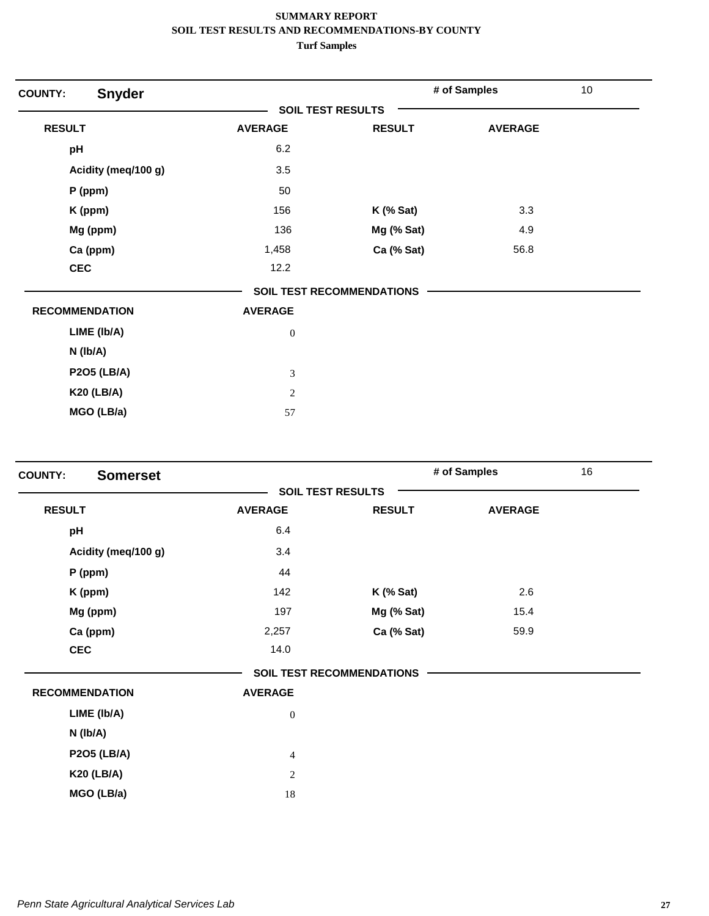**SUMMARY REPORT**
**SOIL TEST RESULTS AND RECOMMENDATIONS-BY COUNTY**
**Turf Samples**

**COUNTY:** **Snyder** | **# of Samples** 10

**SOIL TEST RESULTS**

| RESULT | AVERAGE | RESULT | AVERAGE |
|---|---|---|---|
| pH | 6.2 | | |
| Acidity (meq/100 g) | 3.5 | | |
| P (ppm) | 50 | | |
| K (ppm) | 156 | K (% Sat) | 3.3 |
| Mg (ppm) | 136 | Mg (% Sat) | 4.9 |
| Ca (ppm) | 1,458 | Ca (% Sat) | 56.8 |
| CEC | 12.2 | | |

**SOIL TEST RECOMMENDATIONS**

| RECOMMENDATION | AVERAGE |
|---|---|
| LIME (lb/A) | 0 |
| N (lb/A) | |
| P2O5 (LB/A) | 3 |
| K20 (LB/A) | 2 |
| MGO (LB/a) | 57 |

**COUNTY:** **Somerset** | **# of Samples** 16

**SOIL TEST RESULTS**

| RESULT | AVERAGE | RESULT | AVERAGE |
|---|---|---|---|
| pH | 6.4 | | |
| Acidity (meq/100 g) | 3.4 | | |
| P (ppm) | 44 | | |
| K (ppm) | 142 | K (% Sat) | 2.6 |
| Mg (ppm) | 197 | Mg (% Sat) | 15.4 |
| Ca (ppm) | 2,257 | Ca (% Sat) | 59.9 |
| CEC | 14.0 | | |

**SOIL TEST RECOMMENDATIONS**

| RECOMMENDATION | AVERAGE |
|---|---|
| LIME (lb/A) | 0 |
| N (lb/A) | |
| P2O5 (LB/A) | 4 |
| K20 (LB/A) | 2 |
| MGO (LB/a) | 18 |

*Penn State Agricultural Analytical Services Lab*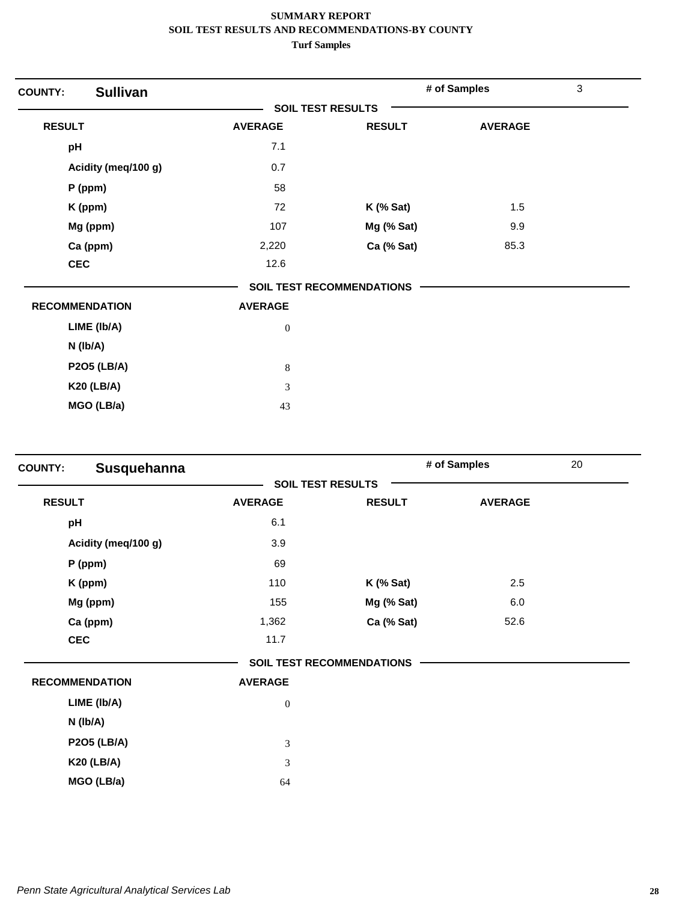# SUMMARY REPORT
## SOIL TEST RESULTS AND RECOMMENDATIONS-BY COUNTY
### Turf Samples

**COUNTY:** **Sullivan** — **# of Samples** 3

**SOIL TEST RESULTS**

| RESULT | AVERAGE | RESULT | AVERAGE |
|---|---|---|---|
| pH | 7.1 | | |
| Acidity (meq/100 g) | 0.7 | | |
| P (ppm) | 58 | | |
| K (ppm) | 72 | K (% Sat) | 1.5 |
| Mg (ppm) | 107 | Mg (% Sat) | 9.9 |
| Ca (ppm) | 2,220 | Ca (% Sat) | 85.3 |
| CEC | 12.6 | | |

**SOIL TEST RECOMMENDATIONS**

| RECOMMENDATION | AVERAGE |
|---|---|
| LIME (lb/A) | 0 |
| N (lb/A) | |
| P2O5 (LB/A) | 8 |
| K20 (LB/A) | 3 |
| MGO (LB/a) | 43 |

**COUNTY:** **Susquehanna** — **# of Samples** 20

**SOIL TEST RESULTS**

| RESULT | AVERAGE | RESULT | AVERAGE |
|---|---|---|---|
| pH | 6.1 | | |
| Acidity (meq/100 g) | 3.9 | | |
| P (ppm) | 69 | | |
| K (ppm) | 110 | K (% Sat) | 2.5 |
| Mg (ppm) | 155 | Mg (% Sat) | 6.0 |
| Ca (ppm) | 1,362 | Ca (% Sat) | 52.6 |
| CEC | 11.7 | | |

**SOIL TEST RECOMMENDATIONS**

| RECOMMENDATION | AVERAGE |
|---|---|
| LIME (lb/A) | 0 |
| N (lb/A) | |
| P2O5 (LB/A) | 3 |
| K20 (LB/A) | 3 |
| MGO (LB/a) | 64 |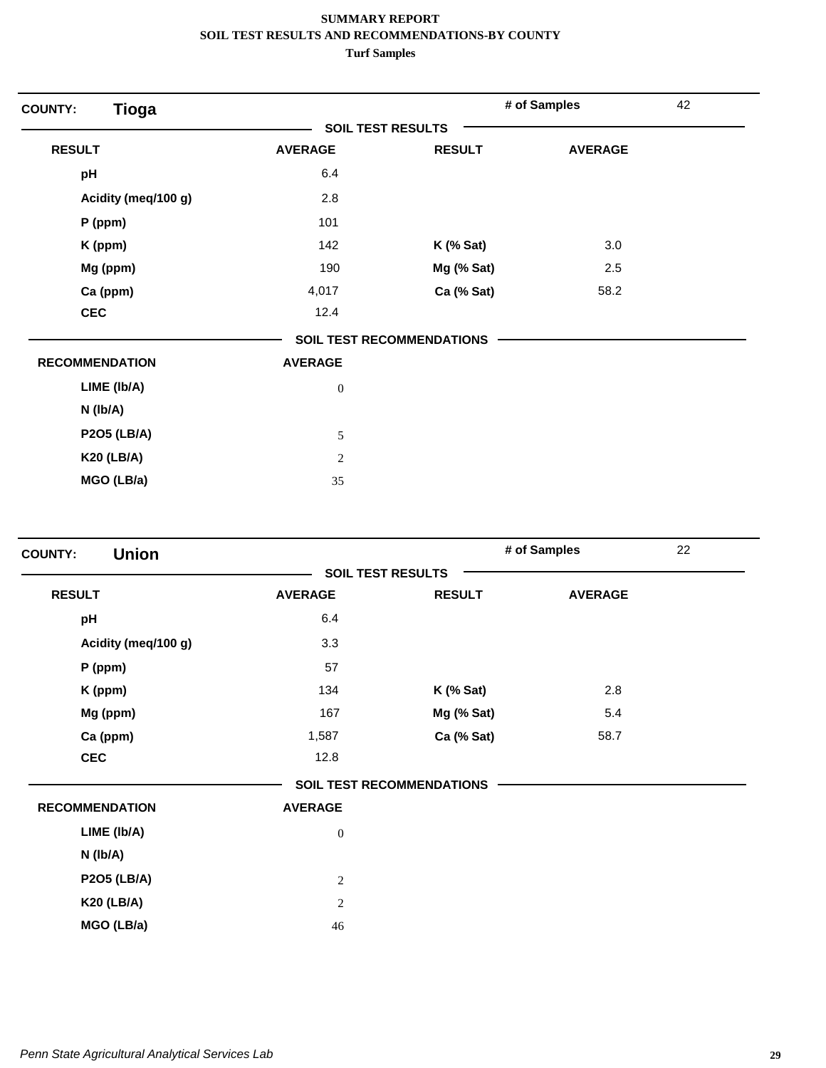**SUMMARY REPORT**
**SOIL TEST RESULTS AND RECOMMENDATIONS-BY COUNTY**
**Turf Samples**

**COUNTY:** **Tioga** | **# of Samples** 42

**SOIL TEST RESULTS**

| RESULT | AVERAGE | RESULT | AVERAGE |
|---|---|---|---|
| pH | 6.4 | | |
| Acidity (meq/100 g) | 2.8 | | |
| P (ppm) | 101 | | |
| K (ppm) | 142 | K (% Sat) | 3.0 |
| Mg (ppm) | 190 | Mg (% Sat) | 2.5 |
| Ca (ppm) | 4,017 | Ca (% Sat) | 58.2 |
| CEC | 12.4 | | |

**SOIL TEST RECOMMENDATIONS**

| RECOMMENDATION | AVERAGE |
|---|---|
| LIME (lb/A) | 0 |
| N (lb/A) | |
| P2O5 (LB/A) | 5 |
| K20 (LB/A) | 2 |
| MGO (LB/a) | 35 |

**COUNTY:** **Union** | **# of Samples** 22

**SOIL TEST RESULTS**

| RESULT | AVERAGE | RESULT | AVERAGE |
|---|---|---|---|
| pH | 6.4 | | |
| Acidity (meq/100 g) | 3.3 | | |
| P (ppm) | 57 | | |
| K (ppm) | 134 | K (% Sat) | 2.8 |
| Mg (ppm) | 167 | Mg (% Sat) | 5.4 |
| Ca (ppm) | 1,587 | Ca (% Sat) | 58.7 |
| CEC | 12.8 | | |

**SOIL TEST RECOMMENDATIONS**

| RECOMMENDATION | AVERAGE |
|---|---|
| LIME (lb/A) | 0 |
| N (lb/A) | |
| P2O5 (LB/A) | 2 |
| K20 (LB/A) | 2 |
| MGO (LB/a) | 46 |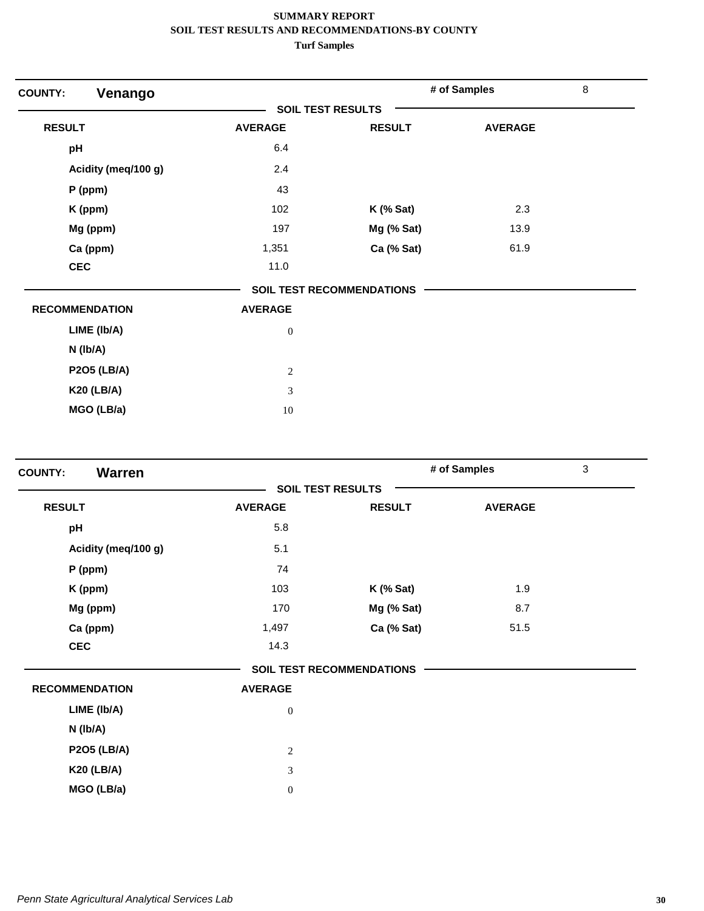# SUMMARY REPORT
## SOIL TEST RESULTS AND RECOMMENDATIONS-BY COUNTY
### Turf Samples

**COUNTY: Venango** | **# of Samples** 8

**SOIL TEST RESULTS**

| RESULT | AVERAGE | RESULT | AVERAGE |
|---|---|---|---|
| pH | 6.4 | | |
| Acidity (meq/100 g) | 2.4 | | |
| P (ppm) | 43 | | |
| K (ppm) | 102 | K (% Sat) | 2.3 |
| Mg (ppm) | 197 | Mg (% Sat) | 13.9 |
| Ca (ppm) | 1,351 | Ca (% Sat) | 61.9 |
| CEC | 11.0 | | |

**SOIL TEST RECOMMENDATIONS**

| RECOMMENDATION | AVERAGE |
|---|---|
| LIME (lb/A) | 0 |
| N (lb/A) | |
| P2O5 (LB/A) | 2 |
| K20 (LB/A) | 3 |
| MGO (LB/a) | 10 |

**COUNTY: Warren** | **# of Samples** 3

**SOIL TEST RESULTS**

| RESULT | AVERAGE | RESULT | AVERAGE |
|---|---|---|---|
| pH | 5.8 | | |
| Acidity (meq/100 g) | 5.1 | | |
| P (ppm) | 74 | | |
| K (ppm) | 103 | K (% Sat) | 1.9 |
| Mg (ppm) | 170 | Mg (% Sat) | 8.7 |
| Ca (ppm) | 1,497 | Ca (% Sat) | 51.5 |
| CEC | 14.3 | | |

**SOIL TEST RECOMMENDATIONS**

| RECOMMENDATION | AVERAGE |
|---|---|
| LIME (lb/A) | 0 |
| N (lb/A) | |
| P2O5 (LB/A) | 2 |
| K20 (LB/A) | 3 |
| MGO (LB/a) | 0 |

*Penn State Agricultural Analytical Services Lab*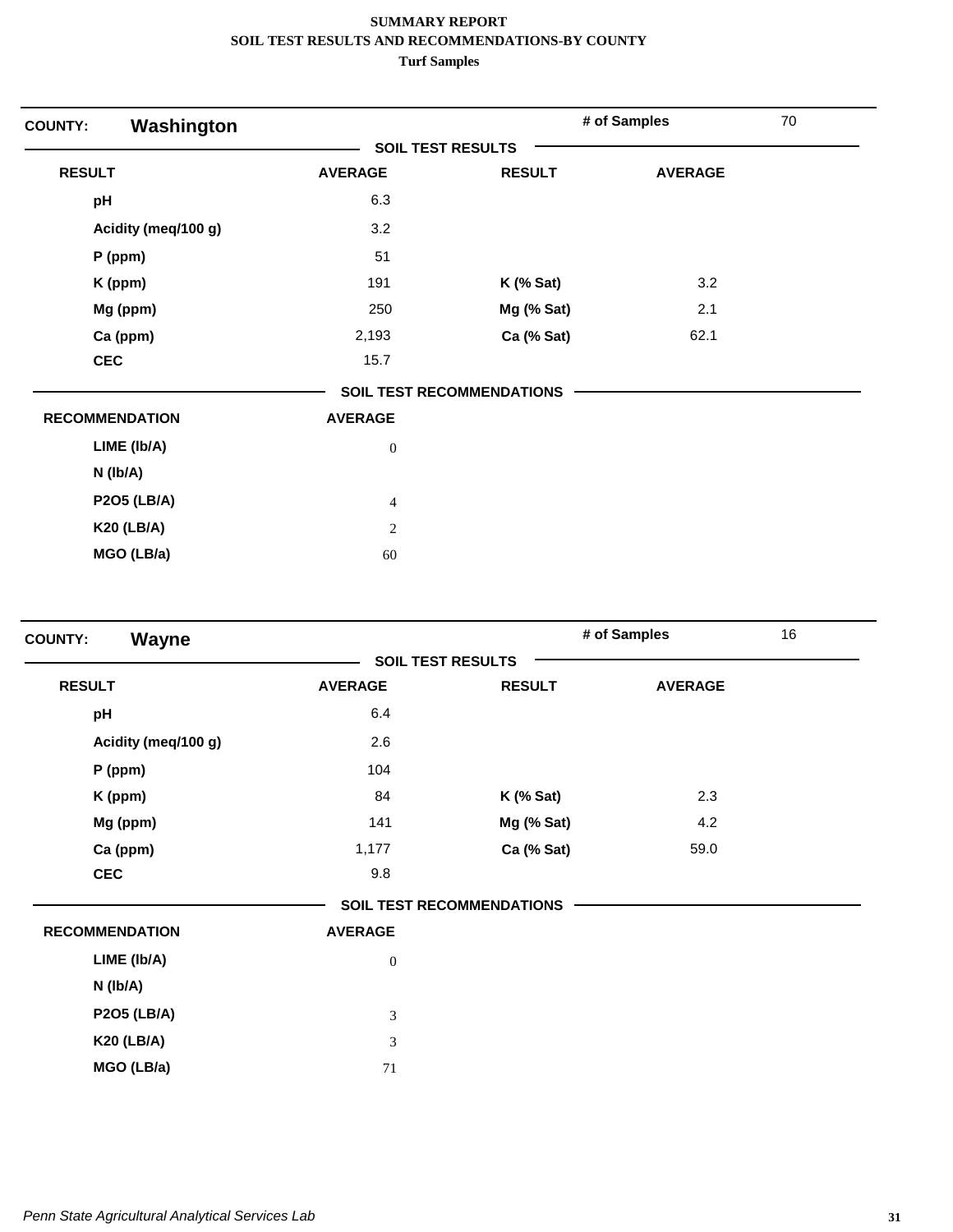**SUMMARY REPORT**
**SOIL TEST RESULTS AND RECOMMENDATIONS-BY COUNTY**
**Turf Samples**

| **COUNTY:** | **Washington** | | **# of Samples** | 70 |
|---|---|---|---|---|
| | | **SOIL TEST RESULTS** | | |
| **RESULT** | **AVERAGE** | **RESULT** | **AVERAGE** | |
| **pH** | 6.3 | | | |
| **Acidity (meq/100 g)** | 3.2 | | | |
| **P (ppm)** | 51 | | | |
| **K (ppm)** | 191 | **K (% Sat)** | 3.2 | |
| **Mg (ppm)** | 250 | **Mg (% Sat)** | 2.1 | |
| **Ca (ppm)** | 2,193 | **Ca (% Sat)** | 62.1 | |
| **CEC** | 15.7 | | | |
| | | **SOIL TEST RECOMMENDATIONS** | | |
| **RECOMMENDATION** | **AVERAGE** | | | |
| **LIME (lb/A)** | 0 | | | |
| **N (lb/A)** | | | | |
| **P2O5 (LB/A)** | 4 | | | |
| **K20 (LB/A)** | 2 | | | |
| **MGO (LB/a)** | 60 | | | |

| **COUNTY:** | **Wayne** | | **# of Samples** | 16 |
|---|---|---|---|---|
| | | **SOIL TEST RESULTS** | | |
| **RESULT** | **AVERAGE** | **RESULT** | **AVERAGE** | |
| **pH** | 6.4 | | | |
| **Acidity (meq/100 g)** | 2.6 | | | |
| **P (ppm)** | 104 | | | |
| **K (ppm)** | 84 | **K (% Sat)** | 2.3 | |
| **Mg (ppm)** | 141 | **Mg (% Sat)** | 4.2 | |
| **Ca (ppm)** | 1,177 | **Ca (% Sat)** | 59.0 | |
| **CEC** | 9.8 | | | |
| | | **SOIL TEST RECOMMENDATIONS** | | |
| **RECOMMENDATION** | **AVERAGE** | | | |
| **LIME (lb/A)** | 0 | | | |
| **N (lb/A)** | | | | |
| **P2O5 (LB/A)** | 3 | | | |
| **K20 (LB/A)** | 3 | | | |
| **MGO (LB/a)** | 71 | | | |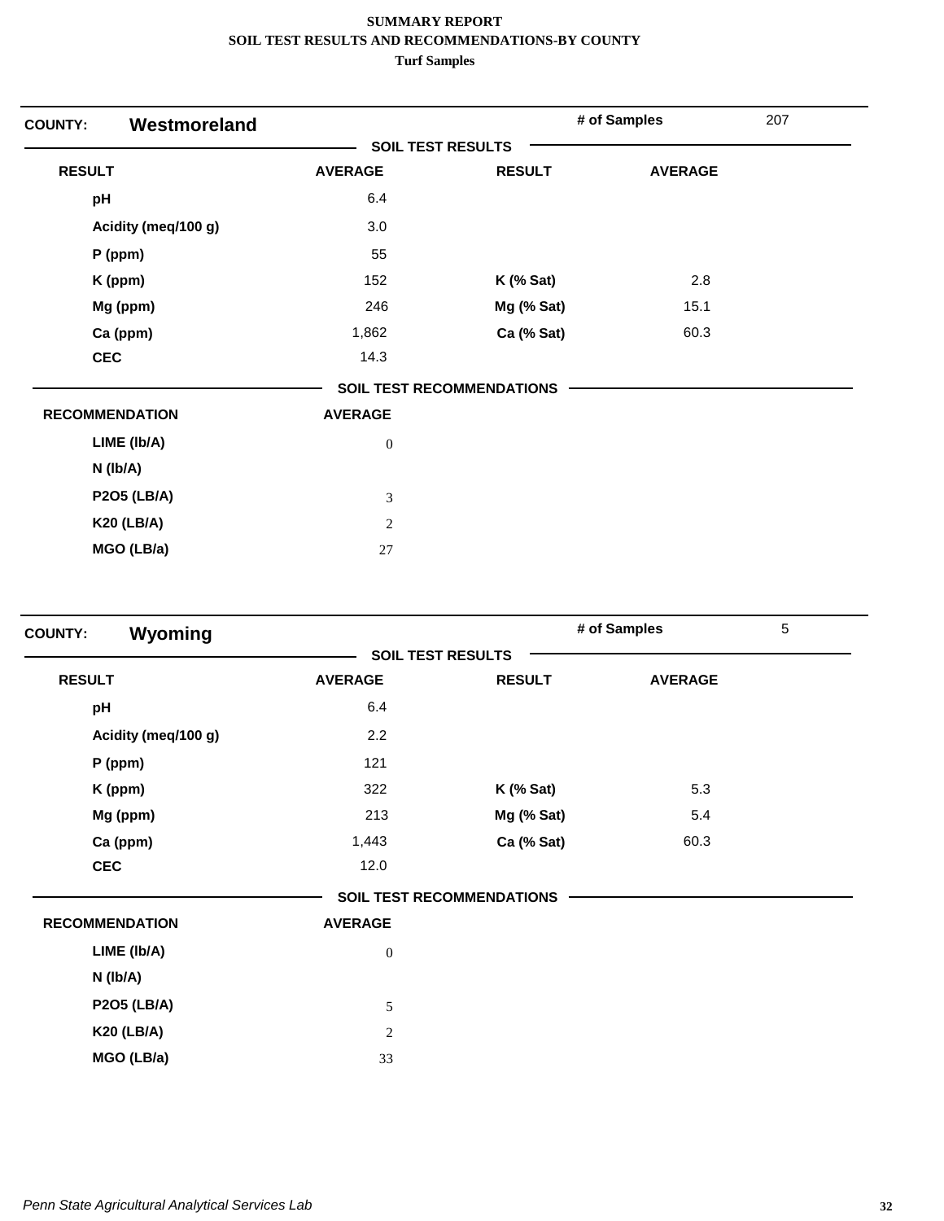**SUMMARY REPORT**
**SOIL TEST RESULTS AND RECOMMENDATIONS-BY COUNTY**
**Turf Samples**

## COUNTY: Westmoreland

**# of Samples** 207

### SOIL TEST RESULTS

| RESULT | AVERAGE | RESULT | AVERAGE |
|---|---|---|---|
| pH | 6.4 | | |
| Acidity (meq/100 g) | 3.0 | | |
| P (ppm) | 55 | | |
| K (ppm) | 152 | K (% Sat) | 2.8 |
| Mg (ppm) | 246 | Mg (% Sat) | 15.1 |
| Ca (ppm) | 1,862 | Ca (% Sat) | 60.3 |
| CEC | 14.3 | | |

### SOIL TEST RECOMMENDATIONS

| RECOMMENDATION | AVERAGE |
|---|---|
| LIME (lb/A) | 0 |
| N (lb/A) | |
| P2O5 (LB/A) | 3 |
| K20 (LB/A) | 2 |
| MGO (LB/a) | 27 |

## COUNTY: Wyoming

**# of Samples** 5

### SOIL TEST RESULTS

| RESULT | AVERAGE | RESULT | AVERAGE |
|---|---|---|---|
| pH | 6.4 | | |
| Acidity (meq/100 g) | 2.2 | | |
| P (ppm) | 121 | | |
| K (ppm) | 322 | K (% Sat) | 5.3 |
| Mg (ppm) | 213 | Mg (% Sat) | 5.4 |
| Ca (ppm) | 1,443 | Ca (% Sat) | 60.3 |
| CEC | 12.0 | | |

### SOIL TEST RECOMMENDATIONS

| RECOMMENDATION | AVERAGE |
|---|---|
| LIME (lb/A) | 0 |
| N (lb/A) | |
| P2O5 (LB/A) | 5 |
| K20 (LB/A) | 2 |
| MGO (LB/a) | 33 |

*Penn State Agricultural Analytical Services Lab*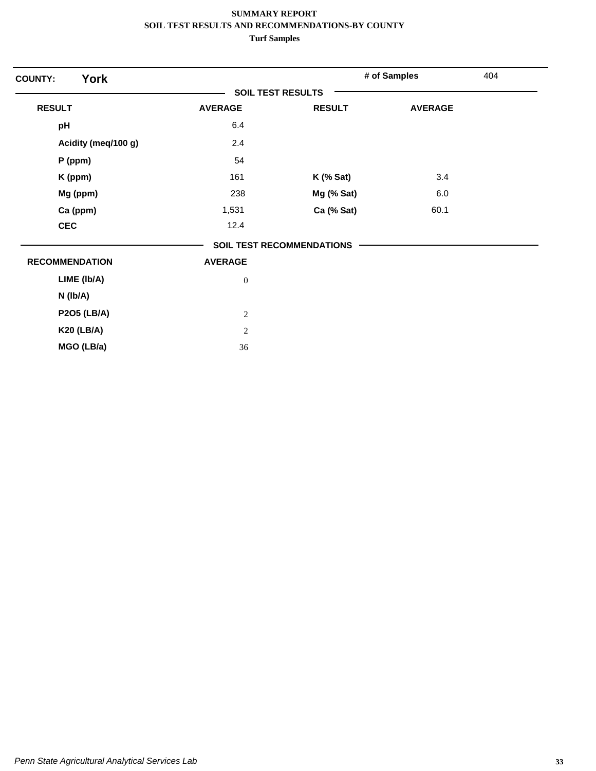**SUMMARY REPORT**
**SOIL TEST RESULTS AND RECOMMENDATIONS-BY COUNTY**
**Turf Samples**

**COUNTY:** **York** | **# of Samples** 404

**SOIL TEST RESULTS**

| RESULT | AVERAGE | RESULT | AVERAGE |
|---|---|---|---|
| pH | 6.4 | | |
| Acidity (meq/100 g) | 2.4 | | |
| P (ppm) | 54 | | |
| K (ppm) | 161 | K (% Sat) | 3.4 |
| Mg (ppm) | 238 | Mg (% Sat) | 6.0 |
| Ca (ppm) | 1,531 | Ca (% Sat) | 60.1 |
| CEC | 12.4 | | |

**SOIL TEST RECOMMENDATIONS**

| RECOMMENDATION | AVERAGE |
|---|---|
| LIME (lb/A) | 0 |
| N (lb/A) | |
| P2O5 (LB/A) | 2 |
| K20 (LB/A) | 2 |
| MGO (LB/a) | 36 |

*Penn State Agricultural Analytical Services Lab*